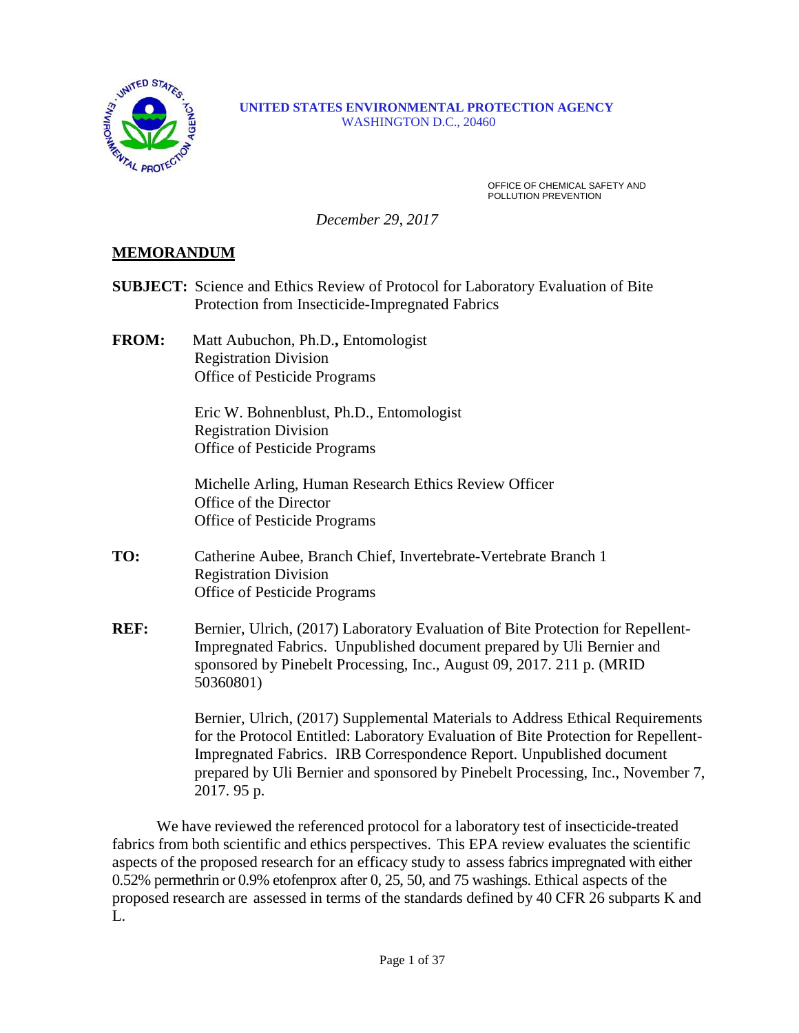**UNITED STATES ENVIRONMENTAL PROTECTION AGENCY**
WASHINGTON D.C., 20460

OFFICE OF CHEMICAL SAFETY AND
POLLUTION PREVENTION

*December 29, 2017*

## MEMORANDUM

**SUBJECT:** Science and Ethics Review of Protocol for Laboratory Evaluation of Bite Protection from Insecticide-Impregnated Fabrics

**FROM:** Matt Aubuchon, Ph.D.**,** Entomologist
Registration Division
Office of Pesticide Programs

Eric W. Bohnenblust, Ph.D., Entomologist
Registration Division
Office of Pesticide Programs

Michelle Arling, Human Research Ethics Review Officer
Office of the Director
Office of Pesticide Programs

**TO:** Catherine Aubee, Branch Chief, Invertebrate-Vertebrate Branch 1
Registration Division
Office of Pesticide Programs

**REF:** Bernier, Ulrich, (2017) Laboratory Evaluation of Bite Protection for Repellent-Impregnated Fabrics. Unpublished document prepared by Uli Bernier and sponsored by Pinebelt Processing, Inc., August 09, 2017. 211 p. (MRID 50360801)

Bernier, Ulrich, (2017) Supplemental Materials to Address Ethical Requirements for the Protocol Entitled: Laboratory Evaluation of Bite Protection for Repellent-Impregnated Fabrics. IRB Correspondence Report. Unpublished document prepared by Uli Bernier and sponsored by Pinebelt Processing, Inc., November 7, 2017. 95 p.

We have reviewed the referenced protocol for a laboratory test of insecticide-treated fabrics from both scientific and ethics perspectives. This EPA review evaluates the scientific aspects of the proposed research for an efficacy study to assess fabrics impregnated with either 0.52% permethrin or 0.9% etofenprox after 0, 25, 50, and 75 washings. Ethical aspects of the proposed research are assessed in terms of the standards defined by 40 CFR 26 subparts K and L.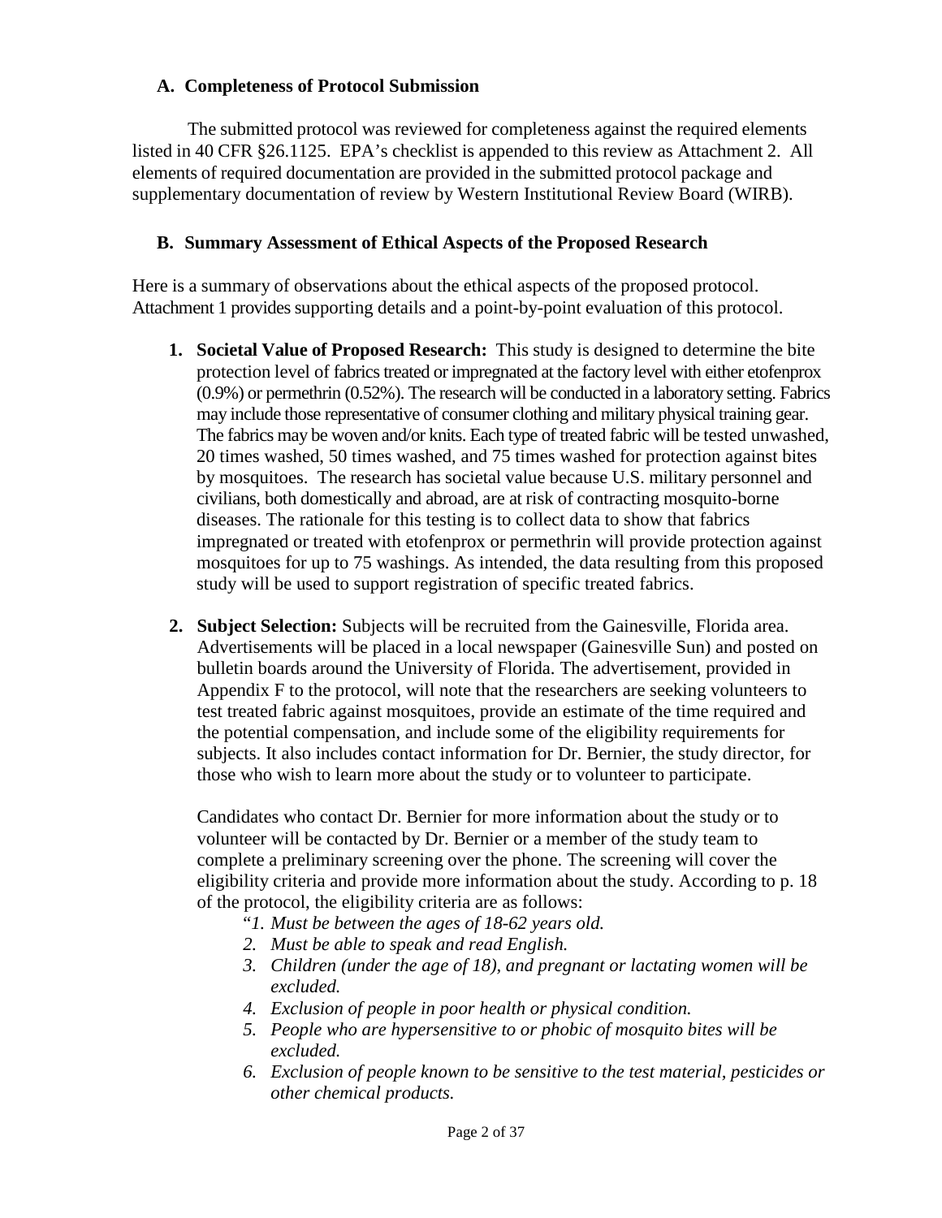### A. Completeness of Protocol Submission

The submitted protocol was reviewed for completeness against the required elements listed in 40 CFR §26.1125. EPA's checklist is appended to this review as Attachment 2. All elements of required documentation are provided in the submitted protocol package and supplementary documentation of review by Western Institutional Review Board (WIRB).

### B. Summary Assessment of Ethical Aspects of the Proposed Research

Here is a summary of observations about the ethical aspects of the proposed protocol. Attachment 1 provides supporting details and a point-by-point evaluation of this protocol.

1. **Societal Value of Proposed Research:** This study is designed to determine the bite protection level of fabrics treated or impregnated at the factory level with either etofenprox (0.9%) or permethrin (0.52%). The research will be conducted in a laboratory setting. Fabrics may include those representative of consumer clothing and military physical training gear. The fabrics may be woven and/or knits. Each type of treated fabric will be tested unwashed, 20 times washed, 50 times washed, and 75 times washed for protection against bites by mosquitoes. The research has societal value because U.S. military personnel and civilians, both domestically and abroad, are at risk of contracting mosquito-borne diseases. The rationale for this testing is to collect data to show that fabrics impregnated or treated with etofenprox or permethrin will provide protection against mosquitoes for up to 75 washings. As intended, the data resulting from this proposed study will be used to support registration of specific treated fabrics.

2. **Subject Selection:** Subjects will be recruited from the Gainesville, Florida area. Advertisements will be placed in a local newspaper (Gainesville Sun) and posted on bulletin boards around the University of Florida. The advertisement, provided in Appendix F to the protocol, will note that the researchers are seeking volunteers to test treated fabric against mosquitoes, provide an estimate of the time required and the potential compensation, and include some of the eligibility requirements for subjects. It also includes contact information for Dr. Bernier, the study director, for those who wish to learn more about the study or to volunteer to participate.

   Candidates who contact Dr. Bernier for more information about the study or to volunteer will be contacted by Dr. Bernier or a member of the study team to complete a preliminary screening over the phone. The screening will cover the eligibility criteria and provide more information about the study. According to p. 18 of the protocol, the eligibility criteria are as follows:

   "*1. Must be between the ages of 18-62 years old.*
   *2. Must be able to speak and read English.*
   *3. Children (under the age of 18), and pregnant or lactating women will be excluded.*
   *4. Exclusion of people in poor health or physical condition.*
   *5. People who are hypersensitive to or phobic of mosquito bites will be excluded.*
   *6. Exclusion of people known to be sensitive to the test material, pesticides or other chemical products.*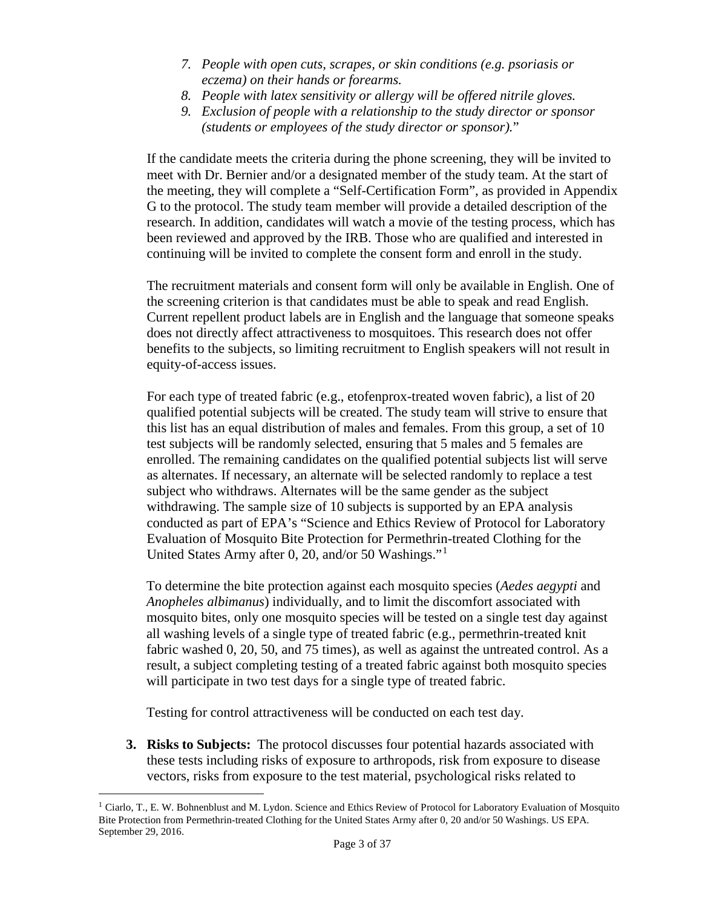7. *People with open cuts, scrapes, or skin conditions (e.g. psoriasis or eczema) on their hands or forearms.*
8. *People with latex sensitivity or allergy will be offered nitrile gloves.*
9. *Exclusion of people with a relationship to the study director or sponsor (students or employees of the study director or sponsor).*"

If the candidate meets the criteria during the phone screening, they will be invited to meet with Dr. Bernier and/or a designated member of the study team. At the start of the meeting, they will complete a "Self-Certification Form", as provided in Appendix G to the protocol. The study team member will provide a detailed description of the research. In addition, candidates will watch a movie of the testing process, which has been reviewed and approved by the IRB. Those who are qualified and interested in continuing will be invited to complete the consent form and enroll in the study.

The recruitment materials and consent form will only be available in English. One of the screening criterion is that candidates must be able to speak and read English. Current repellent product labels are in English and the language that someone speaks does not directly affect attractiveness to mosquitoes. This research does not offer benefits to the subjects, so limiting recruitment to English speakers will not result in equity-of-access issues.

For each type of treated fabric (e.g., etofenprox-treated woven fabric), a list of 20 qualified potential subjects will be created. The study team will strive to ensure that this list has an equal distribution of males and females. From this group, a set of 10 test subjects will be randomly selected, ensuring that 5 males and 5 females are enrolled. The remaining candidates on the qualified potential subjects list will serve as alternates. If necessary, an alternate will be selected randomly to replace a test subject who withdraws. Alternates will be the same gender as the subject withdrawing. The sample size of 10 subjects is supported by an EPA analysis conducted as part of EPA's "Science and Ethics Review of Protocol for Laboratory Evaluation of Mosquito Bite Protection for Permethrin-treated Clothing for the United States Army after 0, 20, and/or 50 Washings."[1]

To determine the bite protection against each mosquito species (*Aedes aegypti* and *Anopheles albimanus*) individually, and to limit the discomfort associated with mosquito bites, only one mosquito species will be tested on a single test day against all washing levels of a single type of treated fabric (e.g., permethrin-treated knit fabric washed 0, 20, 50, and 75 times), as well as against the untreated control. As a result, a subject completing testing of a treated fabric against both mosquito species will participate in two test days for a single type of treated fabric.

Testing for control attractiveness will be conducted on each test day.

3. **Risks to Subjects:** The protocol discusses four potential hazards associated with these tests including risks of exposure to arthropods, risk from exposure to disease vectors, risks from exposure to the test material, psychological risks related to

[1] Ciarlo, T., E. W. Bohnenblust and M. Lydon. Science and Ethics Review of Protocol for Laboratory Evaluation of Mosquito Bite Protection from Permethrin-treated Clothing for the United States Army after 0, 20 and/or 50 Washings. US EPA. September 29, 2016.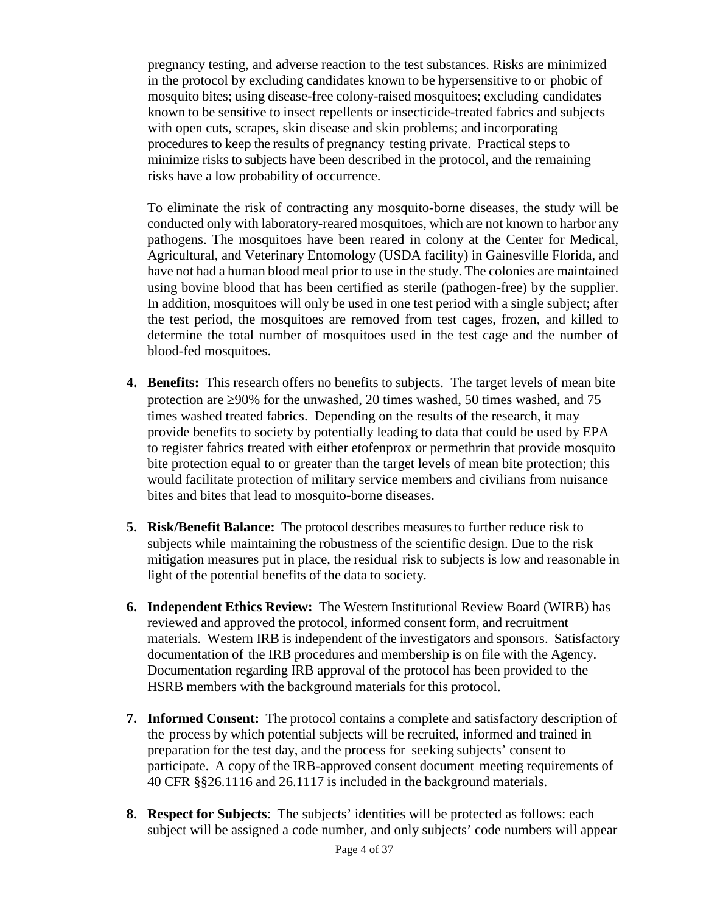pregnancy testing, and adverse reaction to the test substances. Risks are minimized in the protocol by excluding candidates known to be hypersensitive to or phobic of mosquito bites; using disease-free colony-raised mosquitoes; excluding candidates known to be sensitive to insect repellents or insecticide-treated fabrics and subjects with open cuts, scrapes, skin disease and skin problems; and incorporating procedures to keep the results of pregnancy testing private. Practical steps to minimize risks to subjects have been described in the protocol, and the remaining risks have a low probability of occurrence.

To eliminate the risk of contracting any mosquito-borne diseases, the study will be conducted only with laboratory-reared mosquitoes, which are not known to harbor any pathogens. The mosquitoes have been reared in colony at the Center for Medical, Agricultural, and Veterinary Entomology (USDA facility) in Gainesville Florida, and have not had a human blood meal prior to use in the study. The colonies are maintained using bovine blood that has been certified as sterile (pathogen-free) by the supplier. In addition, mosquitoes will only be used in one test period with a single subject; after the test period, the mosquitoes are removed from test cages, frozen, and killed to determine the total number of mosquitoes used in the test cage and the number of blood-fed mosquitoes.

4. **Benefits:** This research offers no benefits to subjects. The target levels of mean bite protection are ≥90% for the unwashed, 20 times washed, 50 times washed, and 75 times washed treated fabrics. Depending on the results of the research, it may provide benefits to society by potentially leading to data that could be used by EPA to register fabrics treated with either etofenprox or permethrin that provide mosquito bite protection equal to or greater than the target levels of mean bite protection; this would facilitate protection of military service members and civilians from nuisance bites and bites that lead to mosquito-borne diseases.

5. **Risk/Benefit Balance:** The protocol describes measures to further reduce risk to subjects while maintaining the robustness of the scientific design. Due to the risk mitigation measures put in place, the residual risk to subjects is low and reasonable in light of the potential benefits of the data to society.

6. **Independent Ethics Review:** The Western Institutional Review Board (WIRB) has reviewed and approved the protocol, informed consent form, and recruitment materials. Western IRB is independent of the investigators and sponsors. Satisfactory documentation of the IRB procedures and membership is on file with the Agency. Documentation regarding IRB approval of the protocol has been provided to the HSRB members with the background materials for this protocol.

7. **Informed Consent:** The protocol contains a complete and satisfactory description of the process by which potential subjects will be recruited, informed and trained in preparation for the test day, and the process for seeking subjects' consent to participate. A copy of the IRB-approved consent document meeting requirements of 40 CFR §§26.1116 and 26.1117 is included in the background materials.

8. **Respect for Subjects**: The subjects' identities will be protected as follows: each subject will be assigned a code number, and only subjects' code numbers will appear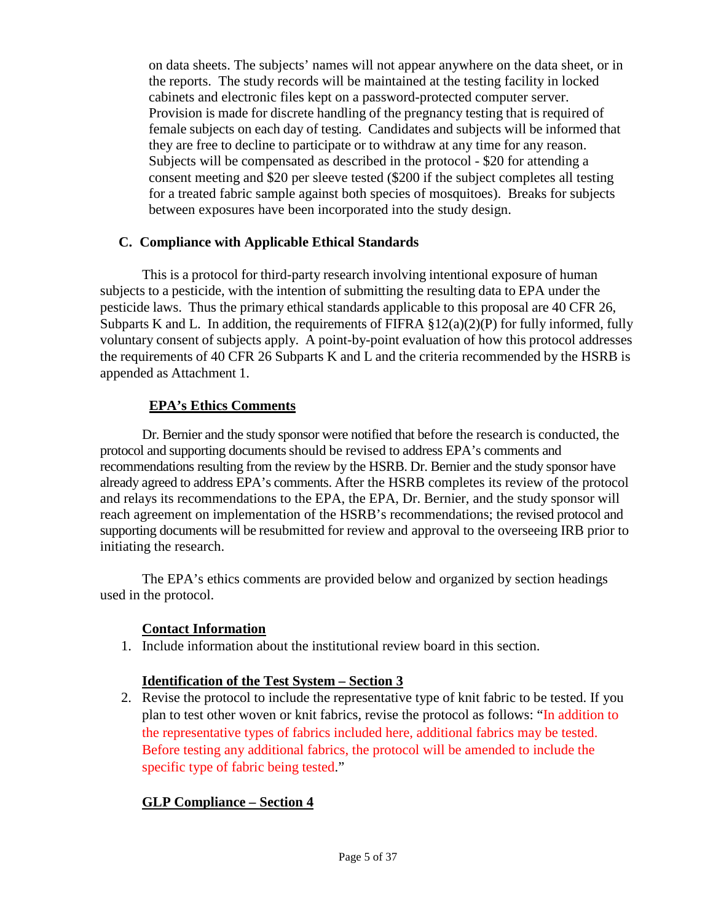on data sheets. The subjects' names will not appear anywhere on the data sheet, or in the reports. The study records will be maintained at the testing facility in locked cabinets and electronic files kept on a password-protected computer server. Provision is made for discrete handling of the pregnancy testing that is required of female subjects on each day of testing. Candidates and subjects will be informed that they are free to decline to participate or to withdraw at any time for any reason. Subjects will be compensated as described in the protocol - $20 for attending a consent meeting and $20 per sleeve tested ($200 if the subject completes all testing for a treated fabric sample against both species of mosquitoes). Breaks for subjects between exposures have been incorporated into the study design.

### C. Compliance with Applicable Ethical Standards

This is a protocol for third-party research involving intentional exposure of human subjects to a pesticide, with the intention of submitting the resulting data to EPA under the pesticide laws. Thus the primary ethical standards applicable to this proposal are 40 CFR 26, Subparts K and L. In addition, the requirements of FIFRA §12(a)(2)(P) for fully informed, fully voluntary consent of subjects apply. A point-by-point evaluation of how this protocol addresses the requirements of 40 CFR 26 Subparts K and L and the criteria recommended by the HSRB is appended as Attachment 1.

**EPA's Ethics Comments**

Dr. Bernier and the study sponsor were notified that before the research is conducted, the protocol and supporting documents should be revised to address EPA's comments and recommendations resulting from the review by the HSRB. Dr. Bernier and the study sponsor have already agreed to address EPA's comments. After the HSRB completes its review of the protocol and relays its recommendations to the EPA, the EPA, Dr. Bernier, and the study sponsor will reach agreement on implementation of the HSRB's recommendations; the revised protocol and supporting documents will be resubmitted for review and approval to the overseeing IRB prior to initiating the research.

The EPA's ethics comments are provided below and organized by section headings used in the protocol.

**Contact Information**

1. Include information about the institutional review board in this section.

**Identification of the Test System – Section 3**

2. Revise the protocol to include the representative type of knit fabric to be tested. If you plan to test other woven or knit fabrics, revise the protocol as follows: "In addition to the representative types of fabrics included here, additional fabrics may be tested. Before testing any additional fabrics, the protocol will be amended to include the specific type of fabric being tested."

**GLP Compliance – Section 4**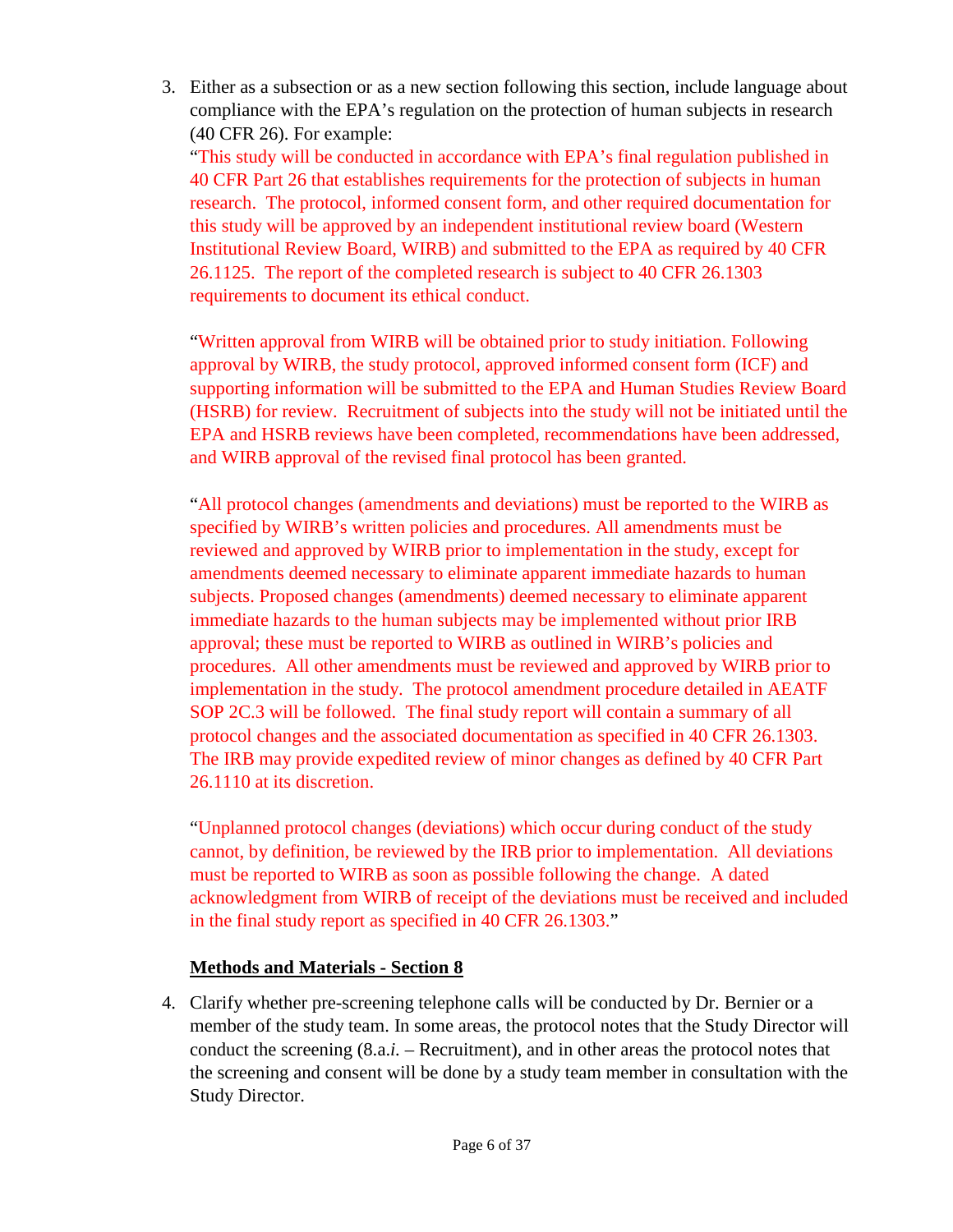3. Either as a subsection or as a new section following this section, include language about compliance with the EPA's regulation on the protection of human subjects in research (40 CFR 26). For example:

   "This study will be conducted in accordance with EPA's final regulation published in 40 CFR Part 26 that establishes requirements for the protection of subjects in human research. The protocol, informed consent form, and other required documentation for this study will be approved by an independent institutional review board (Western Institutional Review Board, WIRB) and submitted to the EPA as required by 40 CFR 26.1125. The report of the completed research is subject to 40 CFR 26.1303 requirements to document its ethical conduct.

   "Written approval from WIRB will be obtained prior to study initiation. Following approval by WIRB, the study protocol, approved informed consent form (ICF) and supporting information will be submitted to the EPA and Human Studies Review Board (HSRB) for review. Recruitment of subjects into the study will not be initiated until the EPA and HSRB reviews have been completed, recommendations have been addressed, and WIRB approval of the revised final protocol has been granted.

   "All protocol changes (amendments and deviations) must be reported to the WIRB as specified by WIRB's written policies and procedures. All amendments must be reviewed and approved by WIRB prior to implementation in the study, except for amendments deemed necessary to eliminate apparent immediate hazards to human subjects. Proposed changes (amendments) deemed necessary to eliminate apparent immediate hazards to the human subjects may be implemented without prior IRB approval; these must be reported to WIRB as outlined in WIRB's policies and procedures. All other amendments must be reviewed and approved by WIRB prior to implementation in the study. The protocol amendment procedure detailed in AEATF SOP 2C.3 will be followed. The final study report will contain a summary of all protocol changes and the associated documentation as specified in 40 CFR 26.1303. The IRB may provide expedited review of minor changes as defined by 40 CFR Part 26.1110 at its discretion.

   "Unplanned protocol changes (deviations) which occur during conduct of the study cannot, by definition, be reviewed by the IRB prior to implementation. All deviations must be reported to WIRB as soon as possible following the change. A dated acknowledgment from WIRB of receipt of the deviations must be received and included in the final study report as specified in 40 CFR 26.1303."

   **<u>Methods and Materials - Section 8</u>**

4. Clarify whether pre-screening telephone calls will be conducted by Dr. Bernier or a member of the study team. In some areas, the protocol notes that the Study Director will conduct the screening (8.a.*i.* – Recruitment), and in other areas the protocol notes that the screening and consent will be done by a study team member in consultation with the Study Director.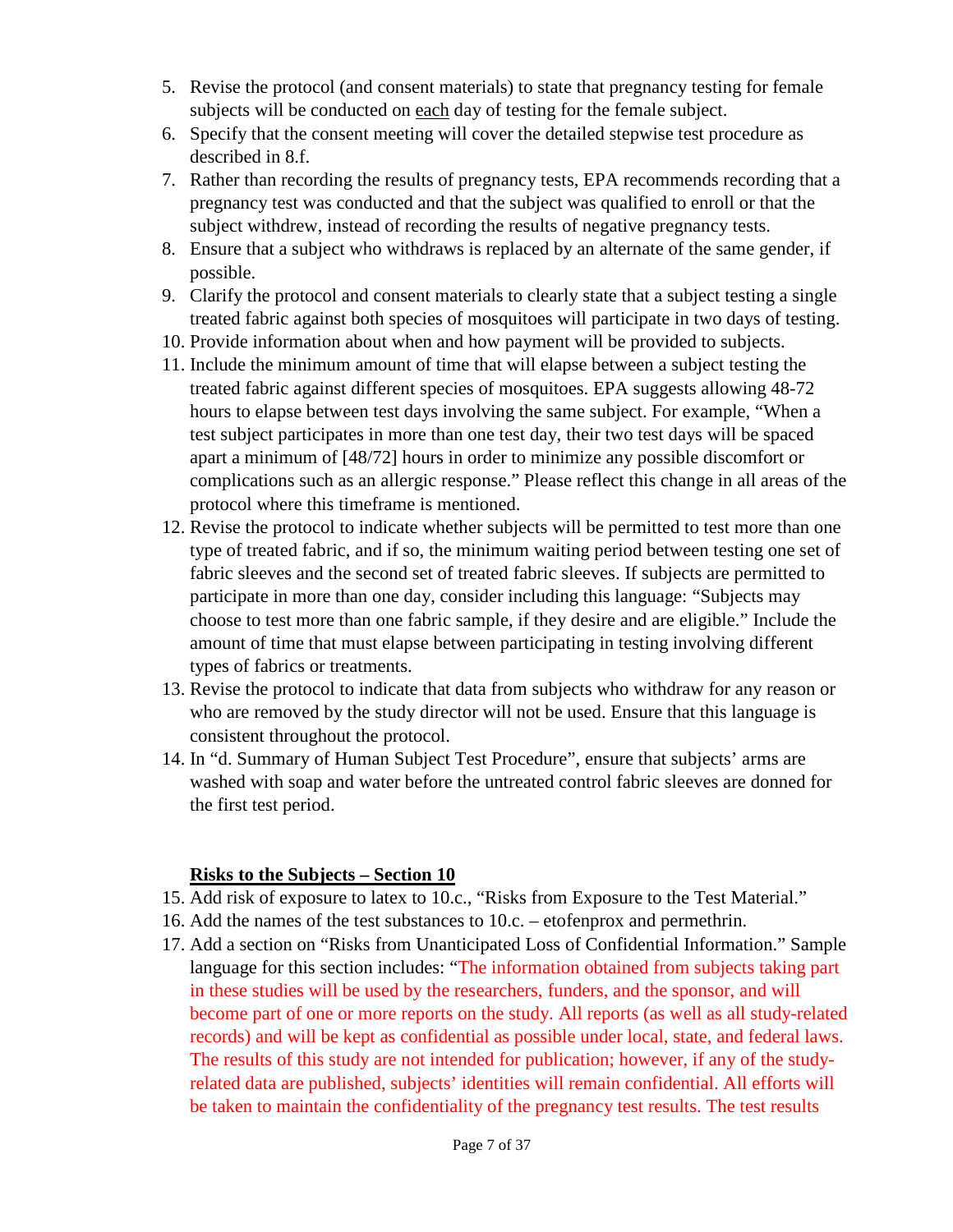5. Revise the protocol (and consent materials) to state that pregnancy testing for female subjects will be conducted on each day of testing for the female subject.
6. Specify that the consent meeting will cover the detailed stepwise test procedure as described in 8.f.
7. Rather than recording the results of pregnancy tests, EPA recommends recording that a pregnancy test was conducted and that the subject was qualified to enroll or that the subject withdrew, instead of recording the results of negative pregnancy tests.
8. Ensure that a subject who withdraws is replaced by an alternate of the same gender, if possible.
9. Clarify the protocol and consent materials to clearly state that a subject testing a single treated fabric against both species of mosquitoes will participate in two days of testing.
10. Provide information about when and how payment will be provided to subjects.
11. Include the minimum amount of time that will elapse between a subject testing the treated fabric against different species of mosquitoes. EPA suggests allowing 48-72 hours to elapse between test days involving the same subject. For example, "When a test subject participates in more than one test day, their two test days will be spaced apart a minimum of [48/72] hours in order to minimize any possible discomfort or complications such as an allergic response." Please reflect this change in all areas of the protocol where this timeframe is mentioned.
12. Revise the protocol to indicate whether subjects will be permitted to test more than one type of treated fabric, and if so, the minimum waiting period between testing one set of fabric sleeves and the second set of treated fabric sleeves. If subjects are permitted to participate in more than one day, consider including this language: "Subjects may choose to test more than one fabric sample, if they desire and are eligible." Include the amount of time that must elapse between participating in testing involving different types of fabrics or treatments.
13. Revise the protocol to indicate that data from subjects who withdraw for any reason or who are removed by the study director will not be used. Ensure that this language is consistent throughout the protocol.
14. In "d. Summary of Human Subject Test Procedure", ensure that subjects' arms are washed with soap and water before the untreated control fabric sleeves are donned for the first test period.

**Risks to the Subjects – Section 10**

15. Add risk of exposure to latex to 10.c., "Risks from Exposure to the Test Material."
16. Add the names of the test substances to 10.c. – etofenprox and permethrin.
17. Add a section on "Risks from Unanticipated Loss of Confidential Information." Sample language for this section includes: "The information obtained from subjects taking part in these studies will be used by the researchers, funders, and the sponsor, and will become part of one or more reports on the study. All reports (as well as all study-related records) and will be kept as confidential as possible under local, state, and federal laws. The results of this study are not intended for publication; however, if any of the study-related data are published, subjects' identities will remain confidential. All efforts will be taken to maintain the confidentiality of the pregnancy test results. The test results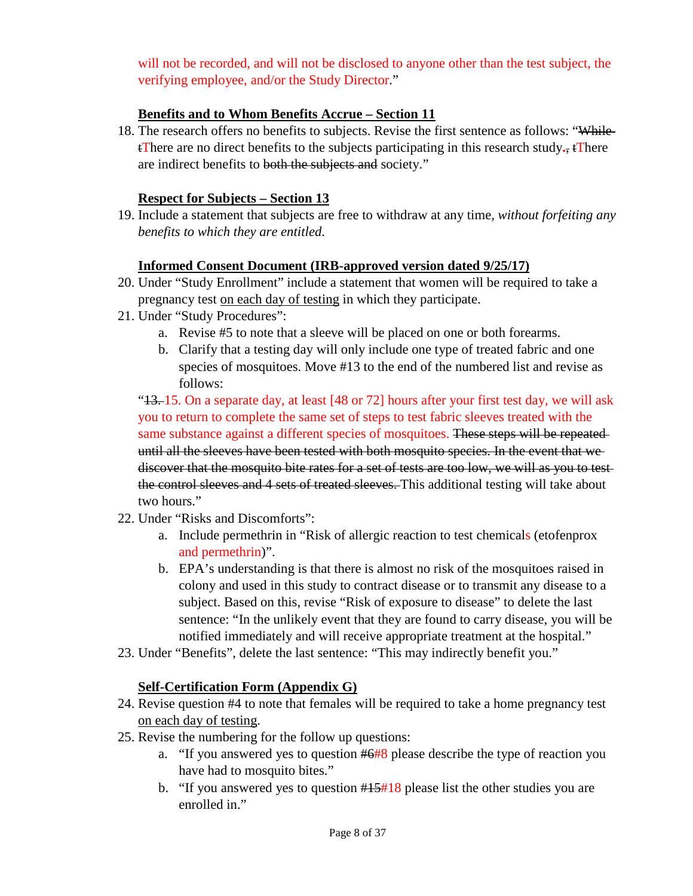will not be recorded, and will not be disclosed to anyone other than the test subject, the verifying employee, and/or the Study Director."

**<u>Benefits and to Whom Benefits Accrue – Section 11</u>**

18. The research offers no benefits to subjects. Revise the first sentence as follows: "~~While t~~There are no direct benefits to the subjects participating in this research study.~~, t~~There are indirect benefits to ~~both the subjects and~~ society."

**<u>Respect for Subjects – Section 13</u>**

19. Include a statement that subjects are free to withdraw at any time, *without forfeiting any benefits to which they are entitled*.

**<u>Informed Consent Document (IRB-approved version dated 9/25/17)</u>**

20. Under "Study Enrollment" include a statement that women will be required to take a pregnancy test <u>on each day of testing</u> in which they participate.
21. Under "Study Procedures":
    a. Revise #5 to note that a sleeve will be placed on one or both forearms.
    b. Clarify that a testing day will only include one type of treated fabric and one species of mosquitoes. Move #13 to the end of the numbered list and revise as follows:

    "~~13.~~ 15. On a separate day, at least [48 or 72] hours after your first test day, we will ask you to return to complete the same set of steps to test fabric sleeves treated with the same substance against a different species of mosquitoes. ~~These steps will be repeated until all the sleeves have been tested with both mosquito species. In the event that we discover that the mosquito bite rates for a set of tests are too low, we will as you to test the control sleeves and 4 sets of treated sleeves.~~ This additional testing will take about two hours."
22. Under "Risks and Discomforts":
    a. Include permethrin in "Risk of allergic reaction to test chemicals (etofenprox and permethrin)".
    b. EPA's understanding is that there is almost no risk of the mosquitoes raised in colony and used in this study to contract disease or to transmit any disease to a subject. Based on this, revise "Risk of exposure to disease" to delete the last sentence: "In the unlikely event that they are found to carry disease, you will be notified immediately and will receive appropriate treatment at the hospital."
23. Under "Benefits", delete the last sentence: "This may indirectly benefit you."

**<u>Self-Certification Form (Appendix G)</u>**

24. Revise question #4 to note that females will be required to take a home pregnancy test <u>on each day of testing</u>.
25. Revise the numbering for the follow up questions:
    a. "If you answered yes to question ~~#6~~#8 please describe the type of reaction you have had to mosquito bites."
    b. "If you answered yes to question ~~#15~~#18 please list the other studies you are enrolled in."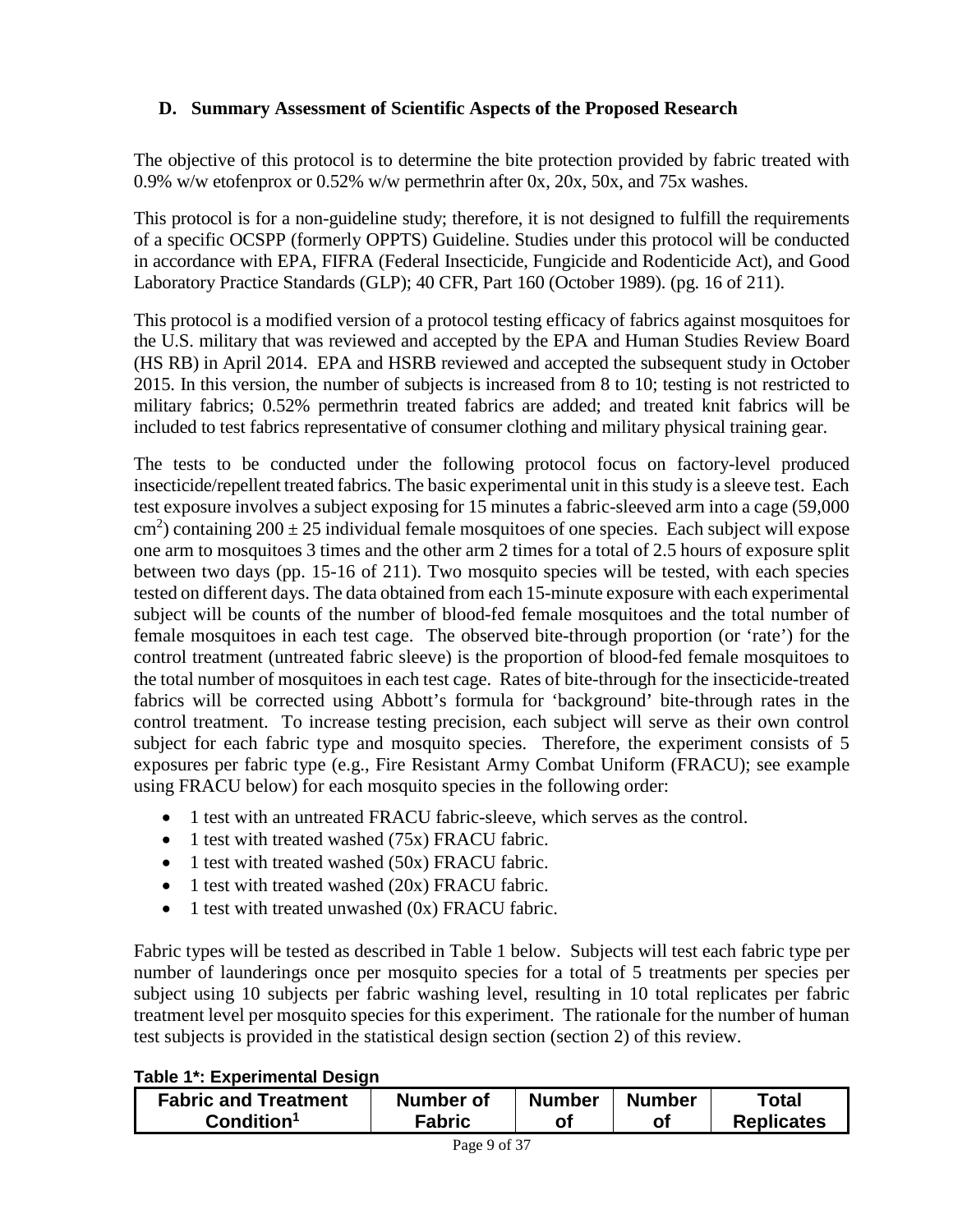### D. Summary Assessment of Scientific Aspects of the Proposed Research

The objective of this protocol is to determine the bite protection provided by fabric treated with 0.9% w/w etofenprox or 0.52% w/w permethrin after 0x, 20x, 50x, and 75x washes.

This protocol is for a non-guideline study; therefore, it is not designed to fulfill the requirements of a specific OCSPP (formerly OPPTS) Guideline. Studies under this protocol will be conducted in accordance with EPA, FIFRA (Federal Insecticide, Fungicide and Rodenticide Act), and Good Laboratory Practice Standards (GLP); 40 CFR, Part 160 (October 1989). (pg. 16 of 211).

This protocol is a modified version of a protocol testing efficacy of fabrics against mosquitoes for the U.S. military that was reviewed and accepted by the EPA and Human Studies Review Board (HS RB) in April 2014. EPA and HSRB reviewed and accepted the subsequent study in October 2015. In this version, the number of subjects is increased from 8 to 10; testing is not restricted to military fabrics; 0.52% permethrin treated fabrics are added; and treated knit fabrics will be included to test fabrics representative of consumer clothing and military physical training gear.

The tests to be conducted under the following protocol focus on factory-level produced insecticide/repellent treated fabrics. The basic experimental unit in this study is a sleeve test. Each test exposure involves a subject exposing for 15 minutes a fabric-sleeved arm into a cage (59,000 $cm^2$) containing $200 \pm 25$ individual female mosquitoes of one species. Each subject will expose one arm to mosquitoes 3 times and the other arm 2 times for a total of 2.5 hours of exposure split between two days (pp. 15-16 of 211). Two mosquito species will be tested, with each species tested on different days. The data obtained from each 15-minute exposure with each experimental subject will be counts of the number of blood-fed female mosquitoes and the total number of female mosquitoes in each test cage. The observed bite-through proportion (or 'rate') for the control treatment (untreated fabric sleeve) is the proportion of blood-fed female mosquitoes to the total number of mosquitoes in each test cage. Rates of bite-through for the insecticide-treated fabrics will be corrected using Abbott's formula for 'background' bite-through rates in the control treatment. To increase testing precision, each subject will serve as their own control subject for each fabric type and mosquito species. Therefore, the experiment consists of 5 exposures per fabric type (e.g., Fire Resistant Army Combat Uniform (FRACU); see example using FRACU below) for each mosquito species in the following order:

- 1 test with an untreated FRACU fabric-sleeve, which serves as the control.
- 1 test with treated washed (75x) FRACU fabric.
- 1 test with treated washed (50x) FRACU fabric.
- 1 test with treated washed (20x) FRACU fabric.
- 1 test with treated unwashed (0x) FRACU fabric.

Fabric types will be tested as described in Table 1 below. Subjects will test each fabric type per number of launderings once per mosquito species for a total of 5 treatments per species per subject using 10 subjects per fabric washing level, resulting in 10 total replicates per fabric treatment level per mosquito species for this experiment. The rationale for the number of human test subjects is provided in the statistical design section (section 2) of this review.

**Table 1*: Experimental Design**

| Fabric and Treatment Condition[1] | Number of Fabric | Number of | Number of | Total Replicates |
|---|---|---|---|---|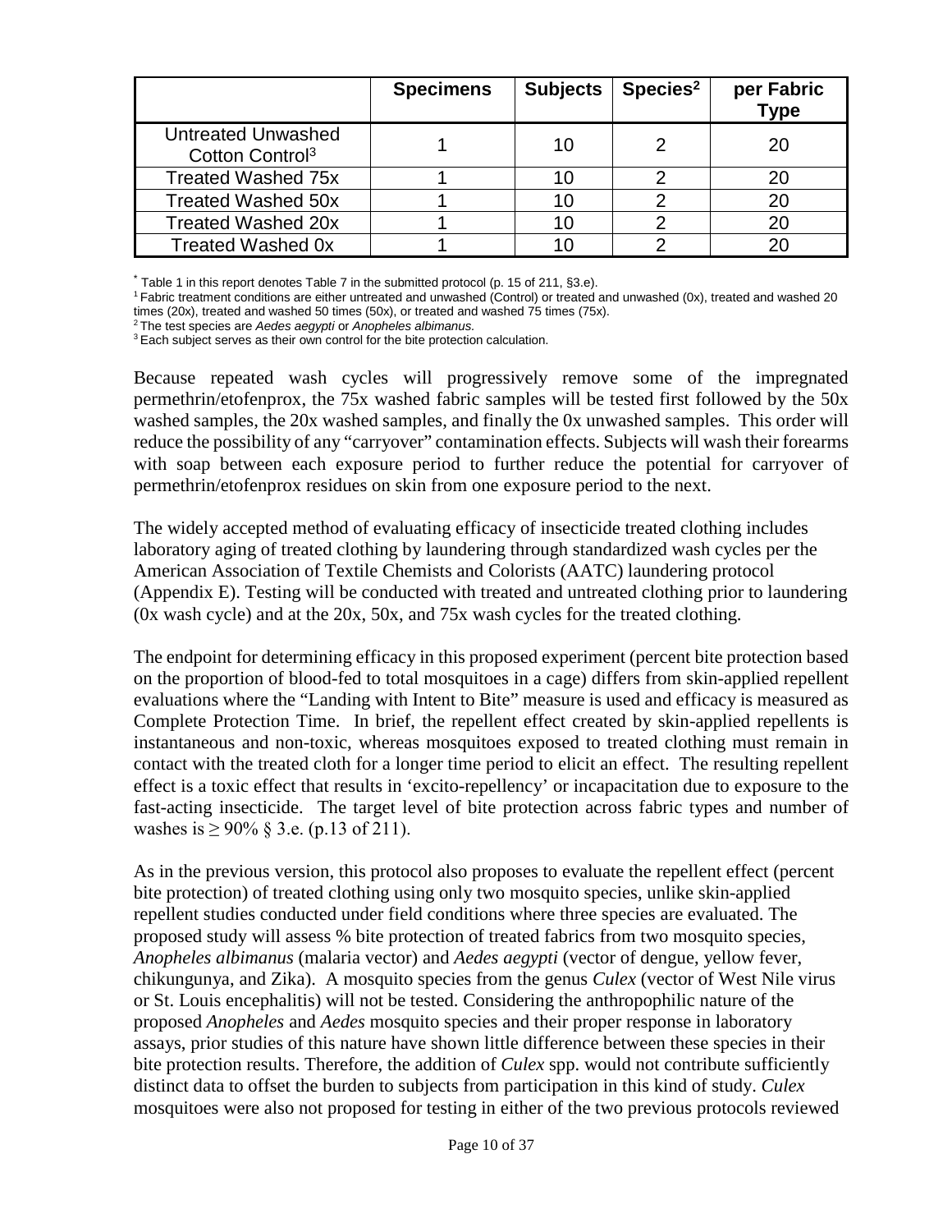| | Specimens | Subjects | Species[2] | per Fabric Type |
|---|---|---|---|---|
| Untreated Unwashed Cotton Control[3] | 1 | 10 | 2 | 20 |
| Treated Washed 75x | 1 | 10 | 2 | 20 |
| Treated Washed 50x | 1 | 10 | 2 | 20 |
| Treated Washed 20x | 1 | 10 | 2 | 20 |
| Treated Washed 0x | 1 | 10 | 2 | 20 |

[*] Table 1 in this report denotes Table 7 in the submitted protocol (p. 15 of 211, §3.e).
[1] Fabric treatment conditions are either untreated and unwashed (Control) or treated and unwashed (0x), treated and washed 20 times (20x), treated and washed 50 times (50x), or treated and washed 75 times (75x).
[2] The test species are *Aedes aegypti* or *Anopheles albimanus.*
[3] Each subject serves as their own control for the bite protection calculation.

Because repeated wash cycles will progressively remove some of the impregnated permethrin/etofenprox, the 75x washed fabric samples will be tested first followed by the 50x washed samples, the 20x washed samples, and finally the 0x unwashed samples. This order will reduce the possibility of any "carryover" contamination effects. Subjects will wash their forearms with soap between each exposure period to further reduce the potential for carryover of permethrin/etofenprox residues on skin from one exposure period to the next.

The widely accepted method of evaluating efficacy of insecticide treated clothing includes laboratory aging of treated clothing by laundering through standardized wash cycles per the American Association of Textile Chemists and Colorists (AATC) laundering protocol (Appendix E). Testing will be conducted with treated and untreated clothing prior to laundering (0x wash cycle) and at the 20x, 50x, and 75x wash cycles for the treated clothing.

The endpoint for determining efficacy in this proposed experiment (percent bite protection based on the proportion of blood-fed to total mosquitoes in a cage) differs from skin-applied repellent evaluations where the "Landing with Intent to Bite" measure is used and efficacy is measured as Complete Protection Time. In brief, the repellent effect created by skin-applied repellents is instantaneous and non-toxic, whereas mosquitoes exposed to treated clothing must remain in contact with the treated cloth for a longer time period to elicit an effect. The resulting repellent effect is a toxic effect that results in 'excito-repellency' or incapacitation due to exposure to the fast-acting insecticide. The target level of bite protection across fabric types and number of washes is ≥ 90% § 3.e. (p.13 of 211).

As in the previous version, this protocol also proposes to evaluate the repellent effect (percent bite protection) of treated clothing using only two mosquito species, unlike skin-applied repellent studies conducted under field conditions where three species are evaluated. The proposed study will assess % bite protection of treated fabrics from two mosquito species, *Anopheles albimanus* (malaria vector) and *Aedes aegypti* (vector of dengue, yellow fever, chikungunya, and Zika). A mosquito species from the genus *Culex* (vector of West Nile virus or St. Louis encephalitis) will not be tested. Considering the anthropophilic nature of the proposed *Anopheles* and *Aedes* mosquito species and their proper response in laboratory assays, prior studies of this nature have shown little difference between these species in their bite protection results. Therefore, the addition of *Culex* spp. would not contribute sufficiently distinct data to offset the burden to subjects from participation in this kind of study. *Culex* mosquitoes were also not proposed for testing in either of the two previous protocols reviewed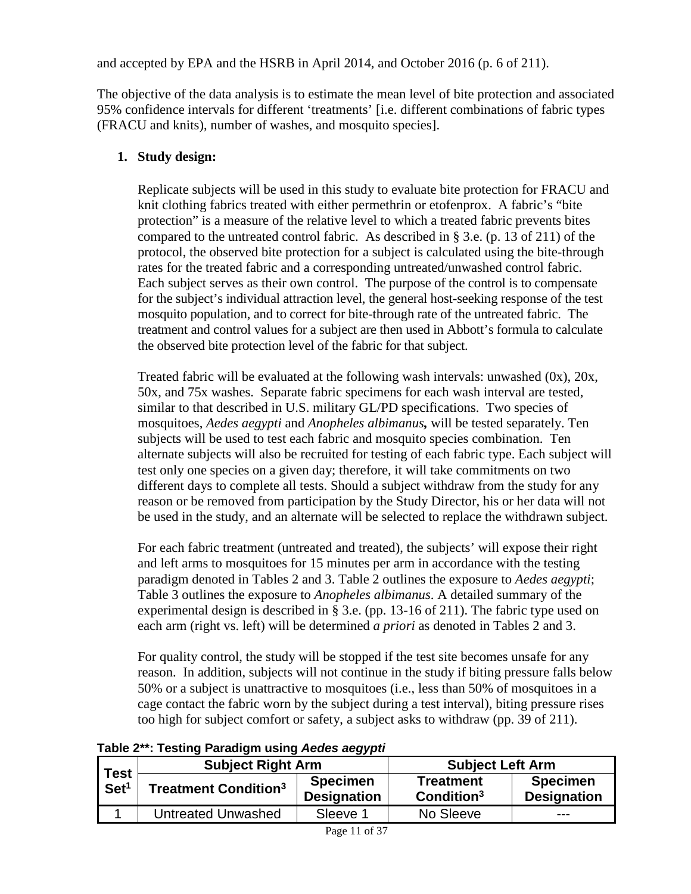and accepted by EPA and the HSRB in April 2014, and October 2016 (p. 6 of 211).

The objective of the data analysis is to estimate the mean level of bite protection and associated 95% confidence intervals for different 'treatments' [i.e. different combinations of fabric types (FRACU and knits), number of washes, and mosquito species].

1. **Study design:**

   Replicate subjects will be used in this study to evaluate bite protection for FRACU and knit clothing fabrics treated with either permethrin or etofenprox. A fabric's "bite protection" is a measure of the relative level to which a treated fabric prevents bites compared to the untreated control fabric. As described in § 3.e. (p. 13 of 211) of the protocol, the observed bite protection for a subject is calculated using the bite-through rates for the treated fabric and a corresponding untreated/unwashed control fabric. Each subject serves as their own control. The purpose of the control is to compensate for the subject's individual attraction level, the general host-seeking response of the test mosquito population, and to correct for bite-through rate of the untreated fabric. The treatment and control values for a subject are then used in Abbott's formula to calculate the observed bite protection level of the fabric for that subject.

   Treated fabric will be evaluated at the following wash intervals: unwashed (0x), 20x, 50x, and 75x washes. Separate fabric specimens for each wash interval are tested, similar to that described in U.S. military GL/PD specifications. Two species of mosquitoes, *Aedes aegypti* and *Anopheles albimanus***,** will be tested separately. Ten subjects will be used to test each fabric and mosquito species combination. Ten alternate subjects will also be recruited for testing of each fabric type. Each subject will test only one species on a given day; therefore, it will take commitments on two different days to complete all tests. Should a subject withdraw from the study for any reason or be removed from participation by the Study Director, his or her data will not be used in the study, and an alternate will be selected to replace the withdrawn subject.

   For each fabric treatment (untreated and treated), the subjects' will expose their right and left arms to mosquitoes for 15 minutes per arm in accordance with the testing paradigm denoted in Tables 2 and 3. Table 2 outlines the exposure to *Aedes aegypti*; Table 3 outlines the exposure to *Anopheles albimanus*. A detailed summary of the experimental design is described in § 3.e. (pp. 13-16 of 211). The fabric type used on each arm (right vs. left) will be determined *a priori* as denoted in Tables 2 and 3.

   For quality control, the study will be stopped if the test site becomes unsafe for any reason. In addition, subjects will not continue in the study if biting pressure falls below 50% or a subject is unattractive to mosquitoes (i.e., less than 50% of mosquitoes in a cage contact the fabric worn by the subject during a test interval), biting pressure rises too high for subject comfort or safety, a subject asks to withdraw (pp. 39 of 211).

**Table 2**: Testing Paradigm using *Aedes aegypti***

| Test Set[1] | Subject Right Arm | | Subject Left Arm | |
|---|---|---|---|---|
| | Treatment Condition[3] | Specimen Designation | Treatment Condition[3] | Specimen Designation |
| 1 | Untreated Unwashed | Sleeve 1 | No Sleeve | --- |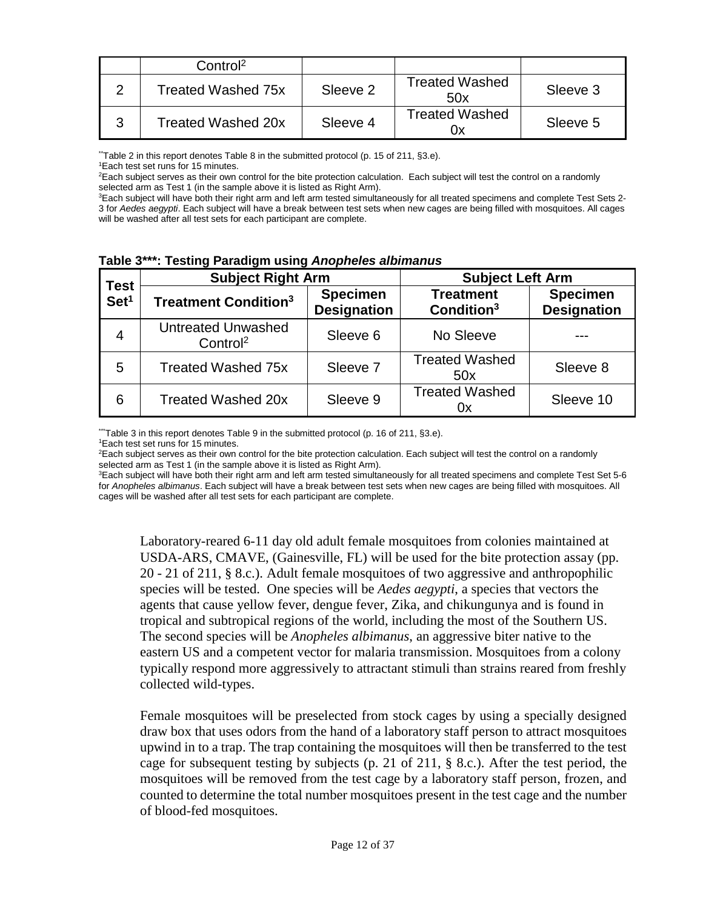| | | | | |
|---|---|---|---|---|
| | Control[2] | | | |
| 2 | Treated Washed 75x | Sleeve 2 | Treated Washed 50x | Sleeve 3 |
| 3 | Treated Washed 20x | Sleeve 4 | Treated Washed 0x | Sleeve 5 |

**Table 2 in this report denotes Table 8 in the submitted protocol (p. 15 of 211, §3.e).
[1]Each test set runs for 15 minutes.
[2]Each subject serves as their own control for the bite protection calculation. Each subject will test the control on a randomly selected arm as Test 1 (in the sample above it is listed as Right Arm).
[3]Each subject will have both their right arm and left arm tested simultaneously for all treated specimens and complete Test Sets 2-3 for *Aedes aegypti*. Each subject will have a break between test sets when new cages are being filled with mosquitoes. All cages will be washed after all test sets for each participant are complete.

**Table 3***: Testing Paradigm using *Anopheles albimanus***

| Test Set[1] | Subject Right Arm | | Subject Left Arm | |
|---|---|---|---|---|
| | Treatment Condition[3] | Specimen Designation | Treatment Condition[3] | Specimen Designation |
| 4 | Untreated Unwashed Control[2] | Sleeve 6 | No Sleeve | --- |
| 5 | Treated Washed 75x | Sleeve 7 | Treated Washed 50x | Sleeve 8 |
| 6 | Treated Washed 20x | Sleeve 9 | Treated Washed 0x | Sleeve 10 |

***Table 3 in this report denotes Table 9 in the submitted protocol (p. 16 of 211, §3.e).
[1]Each test set runs for 15 minutes.
[2]Each subject serves as their own control for the bite protection calculation. Each subject will test the control on a randomly selected arm as Test 1 (in the sample above it is listed as Right Arm).
[3]Each subject will have both their right arm and left arm tested simultaneously for all treated specimens and complete Test Set 5-6 for *Anopheles albimanus*. Each subject will have a break between test sets when new cages are being filled with mosquitoes. All cages will be washed after all test sets for each participant are complete.

Laboratory-reared 6-11 day old adult female mosquitoes from colonies maintained at USDA-ARS, CMAVE, (Gainesville, FL) will be used for the bite protection assay (pp. 20 - 21 of 211, § 8.c.). Adult female mosquitoes of two aggressive and anthropophilic species will be tested. One species will be *Aedes aegypti*, a species that vectors the agents that cause yellow fever, dengue fever, Zika, and chikungunya and is found in tropical and subtropical regions of the world, including the most of the Southern US. The second species will be *Anopheles albimanus*, an aggressive biter native to the eastern US and a competent vector for malaria transmission. Mosquitoes from a colony typically respond more aggressively to attractant stimuli than strains reared from freshly collected wild-types.

Female mosquitoes will be preselected from stock cages by using a specially designed draw box that uses odors from the hand of a laboratory staff person to attract mosquitoes upwind in to a trap. The trap containing the mosquitoes will then be transferred to the test cage for subsequent testing by subjects (p. 21 of 211, § 8.c.). After the test period, the mosquitoes will be removed from the test cage by a laboratory staff person, frozen, and counted to determine the total number mosquitoes present in the test cage and the number of blood-fed mosquitoes.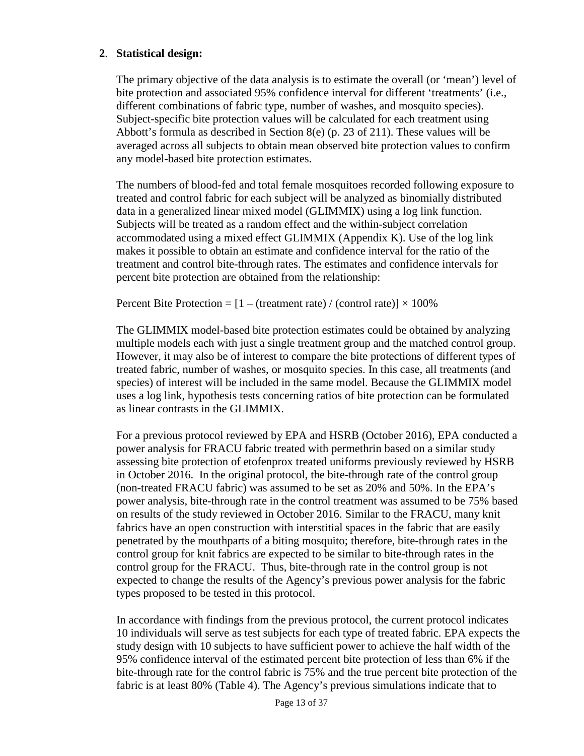**2**. **Statistical design:**

The primary objective of the data analysis is to estimate the overall (or 'mean') level of bite protection and associated 95% confidence interval for different 'treatments' (i.e., different combinations of fabric type, number of washes, and mosquito species). Subject-specific bite protection values will be calculated for each treatment using Abbott's formula as described in Section 8(e) (p. 23 of 211). These values will be averaged across all subjects to obtain mean observed bite protection values to confirm any model-based bite protection estimates.

The numbers of blood-fed and total female mosquitoes recorded following exposure to treated and control fabric for each subject will be analyzed as binomially distributed data in a generalized linear mixed model (GLIMMIX) using a log link function. Subjects will be treated as a random effect and the within-subject correlation accommodated using a mixed effect GLIMMIX (Appendix K). Use of the log link makes it possible to obtain an estimate and confidence interval for the ratio of the treatment and control bite-through rates. The estimates and confidence intervals for percent bite protection are obtained from the relationship:

Percent Bite Protection = [1 – (treatment rate) / (control rate)] × 100%

The GLIMMIX model-based bite protection estimates could be obtained by analyzing multiple models each with just a single treatment group and the matched control group. However, it may also be of interest to compare the bite protections of different types of treated fabric, number of washes, or mosquito species. In this case, all treatments (and species) of interest will be included in the same model. Because the GLIMMIX model uses a log link, hypothesis tests concerning ratios of bite protection can be formulated as linear contrasts in the GLIMMIX.

For a previous protocol reviewed by EPA and HSRB (October 2016), EPA conducted a power analysis for FRACU fabric treated with permethrin based on a similar study assessing bite protection of etofenprox treated uniforms previously reviewed by HSRB in October 2016. In the original protocol, the bite-through rate of the control group (non-treated FRACU fabric) was assumed to be set as 20% and 50%. In the EPA's power analysis, bite-through rate in the control treatment was assumed to be 75% based on results of the study reviewed in October 2016. Similar to the FRACU, many knit fabrics have an open construction with interstitial spaces in the fabric that are easily penetrated by the mouthparts of a biting mosquito; therefore, bite-through rates in the control group for knit fabrics are expected to be similar to bite-through rates in the control group for the FRACU. Thus, bite-through rate in the control group is not expected to change the results of the Agency's previous power analysis for the fabric types proposed to be tested in this protocol.

In accordance with findings from the previous protocol, the current protocol indicates 10 individuals will serve as test subjects for each type of treated fabric. EPA expects the study design with 10 subjects to have sufficient power to achieve the half width of the 95% confidence interval of the estimated percent bite protection of less than 6% if the bite-through rate for the control fabric is 75% and the true percent bite protection of the fabric is at least 80% (Table 4). The Agency's previous simulations indicate that to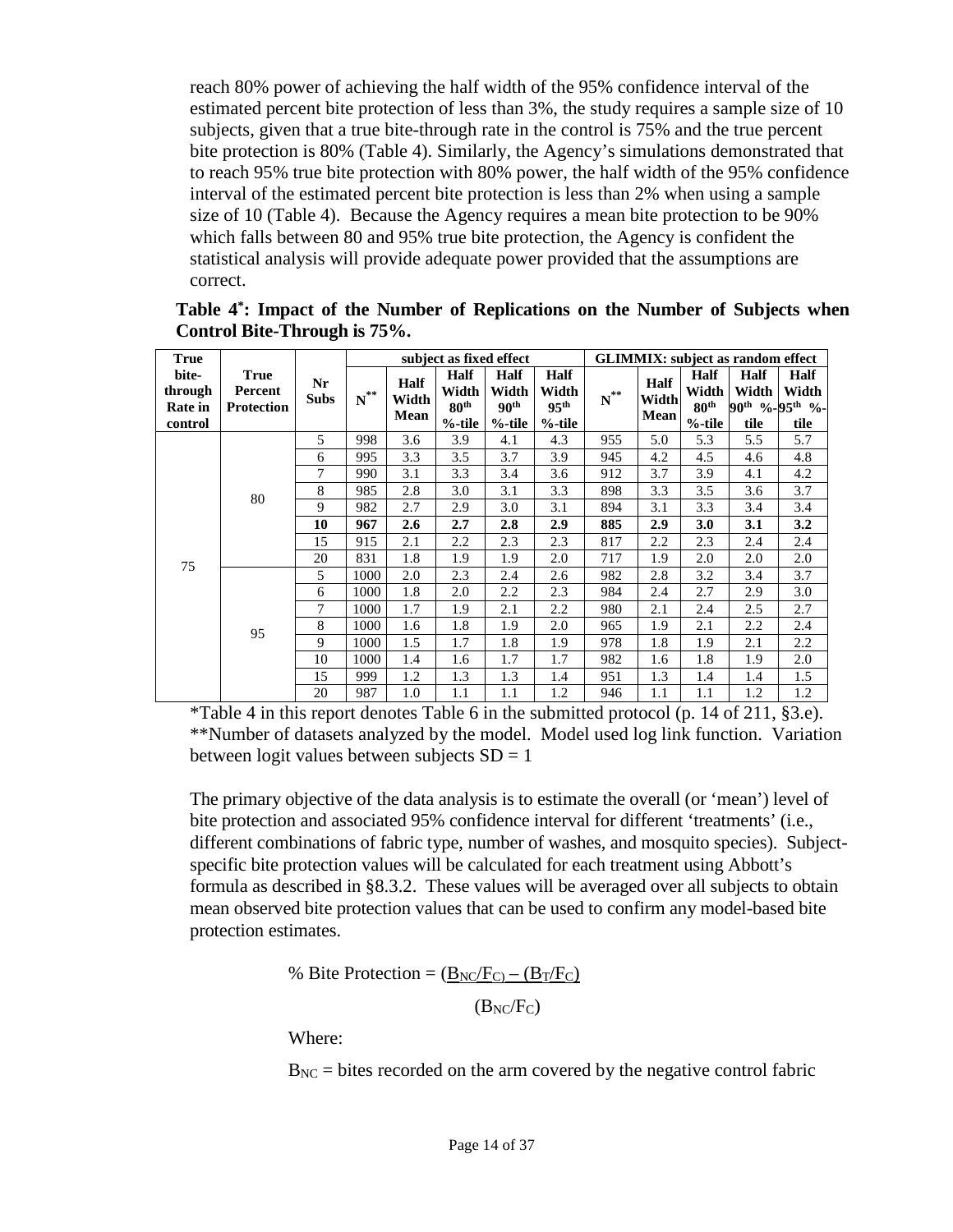reach 80% power of achieving the half width of the 95% confidence interval of the estimated percent bite protection of less than 3%, the study requires a sample size of 10 subjects, given that a true bite-through rate in the control is 75% and the true percent bite protection is 80% (Table 4). Similarly, the Agency's simulations demonstrated that to reach 95% true bite protection with 80% power, the half width of the 95% confidence interval of the estimated percent bite protection is less than 2% when using a sample size of 10 (Table 4). Because the Agency requires a mean bite protection to be 90% which falls between 80 and 95% true bite protection, the Agency is confident the statistical analysis will provide adequate power provided that the assumptions are correct.

**Table 4*: Impact of the Number of Replications on the Number of Subjects when Control Bite-Through is 75%.**

| True bite-through Rate in control | True Percent Protection | Nr Subs | subject as fixed effect | | | | | GLIMMIX: subject as random effect | | | | |
|---|---|---|---|---|---|---|---|---|---|---|---|---|
| | | | N** | Half Width Mean | Half Width 80th %-tile | Half Width 90th %-tile | Half Width 95th %-tile | N** | Half Width Mean | Half Width 80th %-tile | Half Width 90th %-tile | Half Width 95th %-tile |
| 75 | 80 | 5 | 998 | 3.6 | 3.9 | 4.1 | 4.3 | 955 | 5.0 | 5.3 | 5.5 | 5.7 |
| | | 6 | 995 | 3.3 | 3.5 | 3.7 | 3.9 | 945 | 4.2 | 4.5 | 4.6 | 4.8 |
| | | 7 | 990 | 3.1 | 3.3 | 3.4 | 3.6 | 912 | 3.7 | 3.9 | 4.1 | 4.2 |
| | | 8 | 985 | 2.8 | 3.0 | 3.1 | 3.3 | 898 | 3.3 | 3.5 | 3.6 | 3.7 |
| | | 9 | 982 | 2.7 | 2.9 | 3.0 | 3.1 | 894 | 3.1 | 3.3 | 3.4 | 3.4 |
| | | **10** | **967** | **2.6** | **2.7** | **2.8** | **2.9** | **885** | **2.9** | **3.0** | **3.1** | **3.2** |
| | | 15 | 915 | 2.1 | 2.2 | 2.3 | 2.3 | 817 | 2.2 | 2.3 | 2.4 | 2.4 |
| | | 20 | 831 | 1.8 | 1.9 | 1.9 | 2.0 | 717 | 1.9 | 2.0 | 2.0 | 2.0 |
| | 95 | 5 | 1000 | 2.0 | 2.3 | 2.4 | 2.6 | 982 | 2.8 | 3.2 | 3.4 | 3.7 |
| | | 6 | 1000 | 1.8 | 2.0 | 2.2 | 2.3 | 984 | 2.4 | 2.7 | 2.9 | 3.0 |
| | | 7 | 1000 | 1.7 | 1.9 | 2.1 | 2.2 | 980 | 2.1 | 2.4 | 2.5 | 2.7 |
| | | 8 | 1000 | 1.6 | 1.8 | 1.9 | 2.0 | 965 | 1.9 | 2.1 | 2.2 | 2.4 |
| | | 9 | 1000 | 1.5 | 1.7 | 1.8 | 1.9 | 978 | 1.8 | 1.9 | 2.1 | 2.2 |
| | | 10 | 1000 | 1.4 | 1.6 | 1.7 | 1.7 | 982 | 1.6 | 1.8 | 1.9 | 2.0 |
| | | 15 | 999 | 1.2 | 1.3 | 1.3 | 1.4 | 951 | 1.3 | 1.4 | 1.4 | 1.5 |
| | | 20 | 987 | 1.0 | 1.1 | 1.1 | 1.2 | 946 | 1.1 | 1.1 | 1.2 | 1.2 |

*Table 4 in this report denotes Table 6 in the submitted protocol (p. 14 of 211, §3.e).
**Number of datasets analyzed by the model. Model used log link function. Variation between logit values between subjects SD = 1

The primary objective of the data analysis is to estimate the overall (or 'mean') level of bite protection and associated 95% confidence interval for different 'treatments' (i.e., different combinations of fabric type, number of washes, and mosquito species). Subject-specific bite protection values will be calculated for each treatment using Abbott's formula as described in §8.3.2. These values will be averaged over all subjects to obtain mean observed bite protection values that can be used to confirm any model-based bite protection estimates.

$$\% \text{ Bite Protection} = \frac{(B_{NC}/F_C) - (B_T/F_C)}{(B_{NC}/F_C)}$$

Where:

$B_{NC}$ = bites recorded on the arm covered by the negative control fabric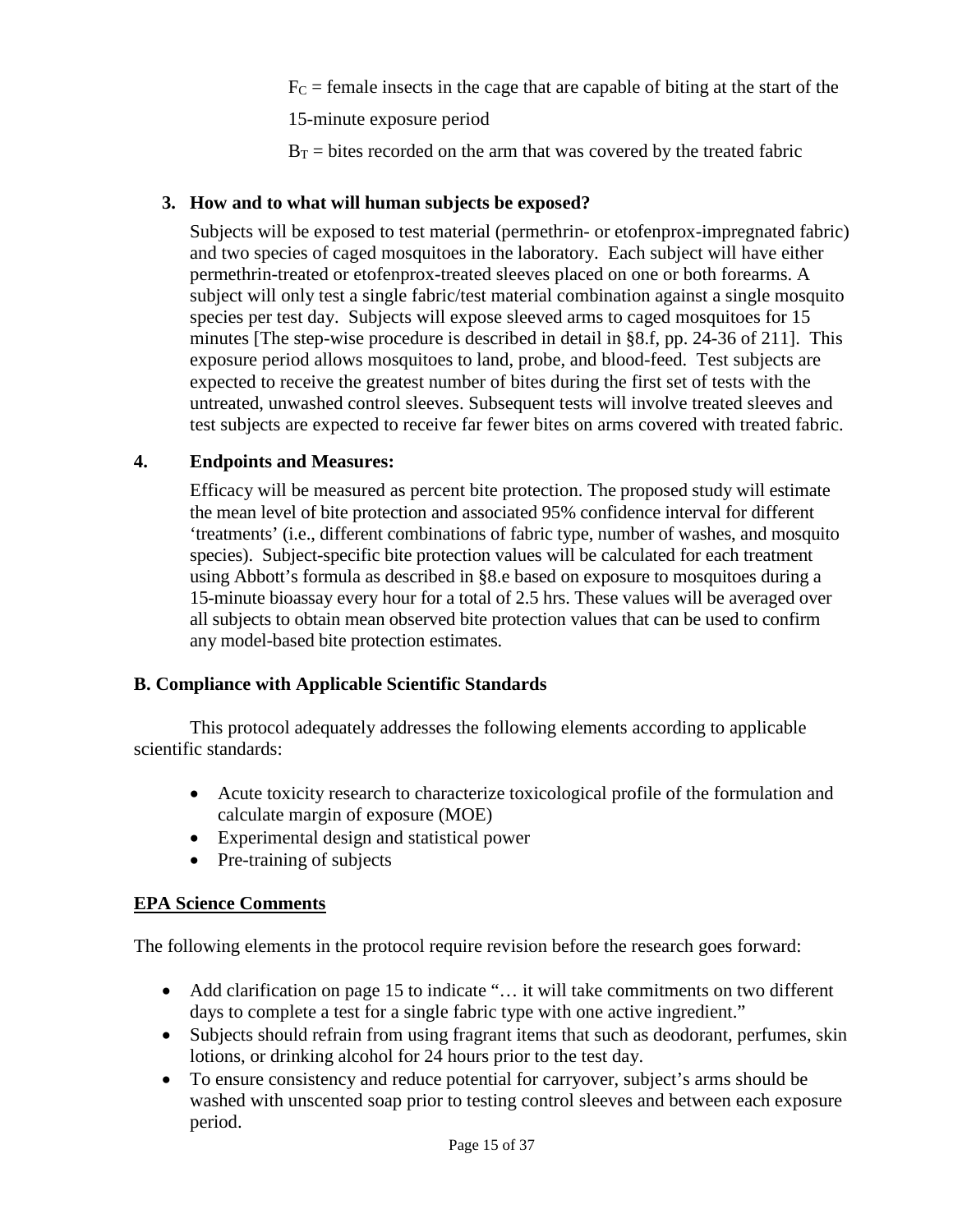$F_C$ = female insects in the cage that are capable of biting at the start of the 15-minute exposure period

$B_T$ = bites recorded on the arm that was covered by the treated fabric

### 3. How and to what will human subjects be exposed?

Subjects will be exposed to test material (permethrin- or etofenprox-impregnated fabric) and two species of caged mosquitoes in the laboratory. Each subject will have either permethrin-treated or etofenprox-treated sleeves placed on one or both forearms. A subject will only test a single fabric/test material combination against a single mosquito species per test day. Subjects will expose sleeved arms to caged mosquitoes for 15 minutes [The step-wise procedure is described in detail in §8.f, pp. 24-36 of 211]. This exposure period allows mosquitoes to land, probe, and blood-feed. Test subjects are expected to receive the greatest number of bites during the first set of tests with the untreated, unwashed control sleeves. Subsequent tests will involve treated sleeves and test subjects are expected to receive far fewer bites on arms covered with treated fabric.

### 4. Endpoints and Measures:

Efficacy will be measured as percent bite protection. The proposed study will estimate the mean level of bite protection and associated 95% confidence interval for different 'treatments' (i.e., different combinations of fabric type, number of washes, and mosquito species). Subject-specific bite protection values will be calculated for each treatment using Abbott's formula as described in §8.e based on exposure to mosquitoes during a 15-minute bioassay every hour for a total of 2.5 hrs. These values will be averaged over all subjects to obtain mean observed bite protection values that can be used to confirm any model-based bite protection estimates.

## B. Compliance with Applicable Scientific Standards

This protocol adequately addresses the following elements according to applicable scientific standards:

- Acute toxicity research to characterize toxicological profile of the formulation and calculate margin of exposure (MOE)
- Experimental design and statistical power
- Pre-training of subjects

**EPA Science Comments**

The following elements in the protocol require revision before the research goes forward:

- Add clarification on page 15 to indicate "… it will take commitments on two different days to complete a test for a single fabric type with one active ingredient."
- Subjects should refrain from using fragrant items that such as deodorant, perfumes, skin lotions, or drinking alcohol for 24 hours prior to the test day.
- To ensure consistency and reduce potential for carryover, subject's arms should be washed with unscented soap prior to testing control sleeves and between each exposure period.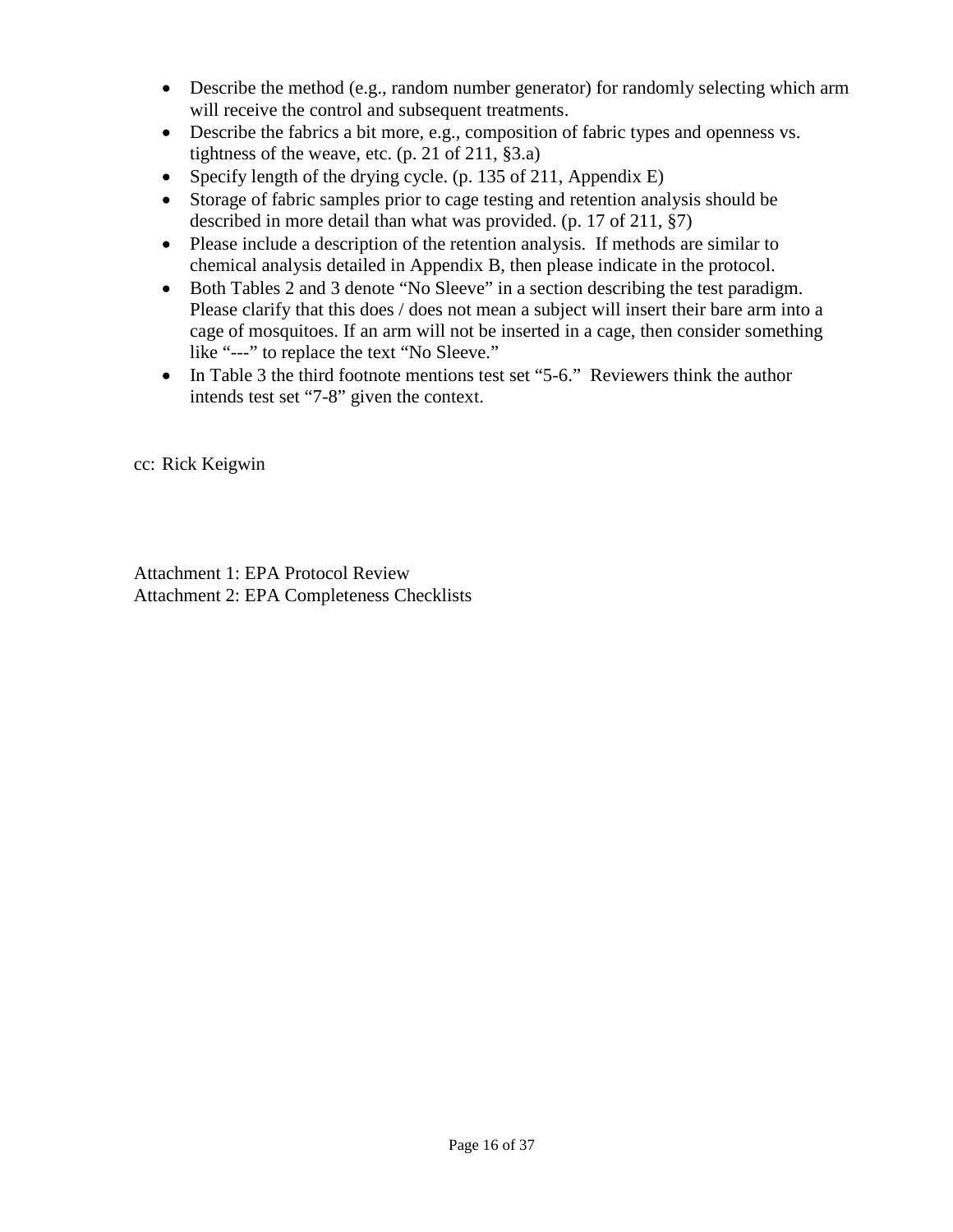- Describe the method (e.g., random number generator) for randomly selecting which arm will receive the control and subsequent treatments.
- Describe the fabrics a bit more, e.g., composition of fabric types and openness vs. tightness of the weave, etc. (p. 21 of 211, §3.a)
- Specify length of the drying cycle. (p. 135 of 211, Appendix E)
- Storage of fabric samples prior to cage testing and retention analysis should be described in more detail than what was provided. (p. 17 of 211, §7)
- Please include a description of the retention analysis. If methods are similar to chemical analysis detailed in Appendix B, then please indicate in the protocol.
- Both Tables 2 and 3 denote "No Sleeve" in a section describing the test paradigm. Please clarify that this does / does not mean a subject will insert their bare arm into a cage of mosquitoes. If an arm will not be inserted in a cage, then consider something like "---" to replace the text "No Sleeve."
- In Table 3 the third footnote mentions test set "5-6." Reviewers think the author intends test set "7-8" given the context.

cc: Rick Keigwin

Attachment 1: EPA Protocol Review
Attachment 2: EPA Completeness Checklists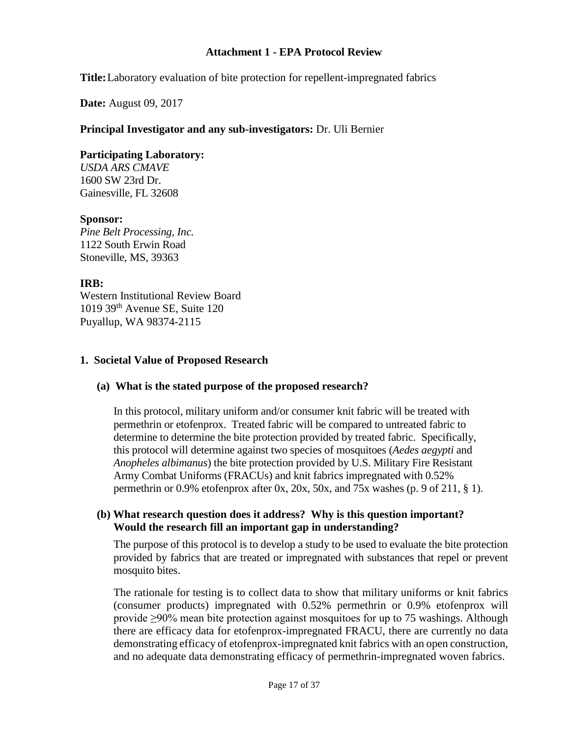**Attachment 1 - EPA Protocol Review**

**Title:** Laboratory evaluation of bite protection for repellent-impregnated fabrics

**Date:** August 09, 2017

**Principal Investigator and any sub-investigators:** Dr. Uli Bernier

**Participating Laboratory:**
*USDA ARS CMAVE*
1600 SW 23rd Dr.
Gainesville, FL 32608

**Sponsor:**
*Pine Belt Processing, Inc.*
1122 South Erwin Road
Stoneville, MS, 39363

**IRB:**
Western Institutional Review Board
1019 39th Avenue SE, Suite 120
Puyallup, WA 98374-2115

## 1. Societal Value of Proposed Research

### (a) What is the stated purpose of the proposed research?

In this protocol, military uniform and/or consumer knit fabric will be treated with permethrin or etofenprox. Treated fabric will be compared to untreated fabric to determine to determine the bite protection provided by treated fabric. Specifically, this protocol will determine against two species of mosquitoes (*Aedes aegypti* and *Anopheles albimanus*) the bite protection provided by U.S. Military Fire Resistant Army Combat Uniforms (FRACUs) and knit fabrics impregnated with 0.52% permethrin or 0.9% etofenprox after 0x, 20x, 50x, and 75x washes (p. 9 of 211, § 1).

### (b) What research question does it address? Why is this question important? Would the research fill an important gap in understanding?

The purpose of this protocol is to develop a study to be used to evaluate the bite protection provided by fabrics that are treated or impregnated with substances that repel or prevent mosquito bites.

The rationale for testing is to collect data to show that military uniforms or knit fabrics (consumer products) impregnated with 0.52% permethrin or 0.9% etofenprox will provide ≥90% mean bite protection against mosquitoes for up to 75 washings. Although there are efficacy data for etofenprox-impregnated FRACU, there are currently no data demonstrating efficacy of etofenprox-impregnated knit fabrics with an open construction, and no adequate data demonstrating efficacy of permethrin-impregnated woven fabrics.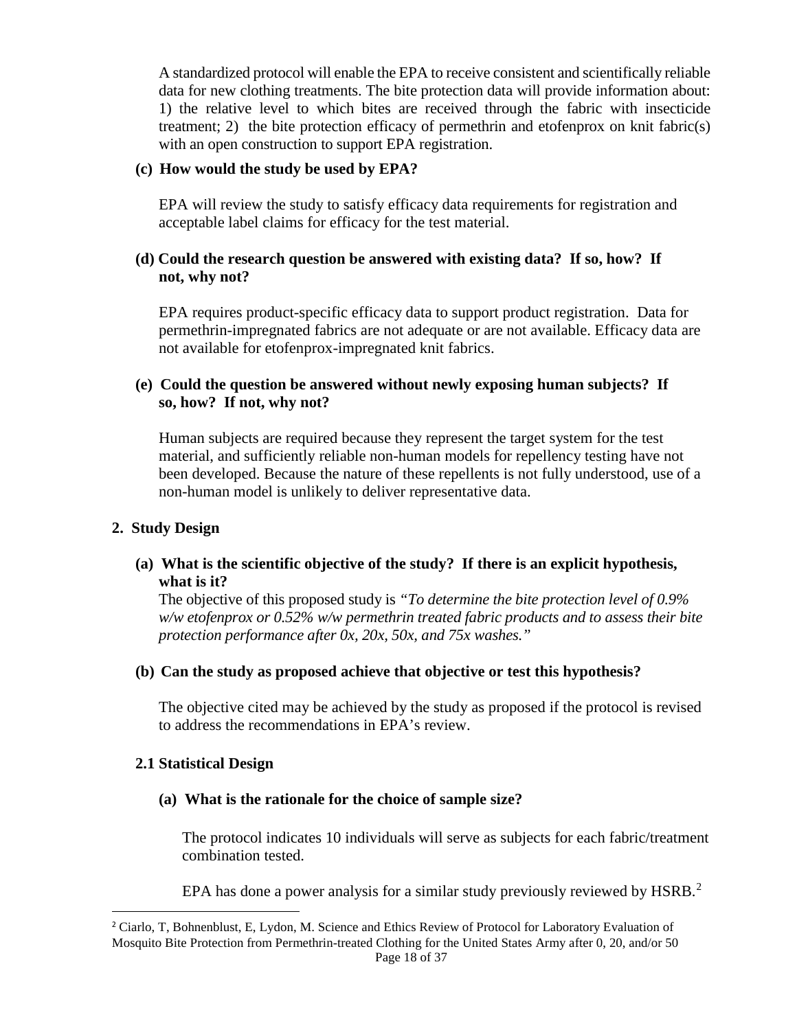A standardized protocol will enable the EPA to receive consistent and scientifically reliable data for new clothing treatments. The bite protection data will provide information about: 1) the relative level to which bites are received through the fabric with insecticide treatment; 2) the bite protection efficacy of permethrin and etofenprox on knit fabric(s) with an open construction to support EPA registration.

**(c) How would the study be used by EPA?**

EPA will review the study to satisfy efficacy data requirements for registration and acceptable label claims for efficacy for the test material.

**(d) Could the research question be answered with existing data? If so, how? If not, why not?**

EPA requires product-specific efficacy data to support product registration. Data for permethrin-impregnated fabrics are not adequate or are not available. Efficacy data are not available for etofenprox-impregnated knit fabrics.

**(e) Could the question be answered without newly exposing human subjects? If so, how? If not, why not?**

Human subjects are required because they represent the target system for the test material, and sufficiently reliable non-human models for repellency testing have not been developed. Because the nature of these repellents is not fully understood, use of a non-human model is unlikely to deliver representative data.

## 2. Study Design

**(a) What is the scientific objective of the study? If there is an explicit hypothesis, what is it?**

The objective of this proposed study is *"To determine the bite protection level of 0.9% w/w etofenprox or 0.52% w/w permethrin treated fabric products and to assess their bite protection performance after 0x, 20x, 50x, and 75x washes."*

**(b) Can the study as proposed achieve that objective or test this hypothesis?**

The objective cited may be achieved by the study as proposed if the protocol is revised to address the recommendations in EPA's review.

### 2.1 Statistical Design

**(a) What is the rationale for the choice of sample size?**

The protocol indicates 10 individuals will serve as subjects for each fabric/treatment combination tested.

EPA has done a power analysis for a similar study previously reviewed by HSRB.[2]

---

[2] Ciarlo, T, Bohnenblust, E, Lydon, M. Science and Ethics Review of Protocol for Laboratory Evaluation of Mosquito Bite Protection from Permethrin-treated Clothing for the United States Army after 0, 20, and/or 50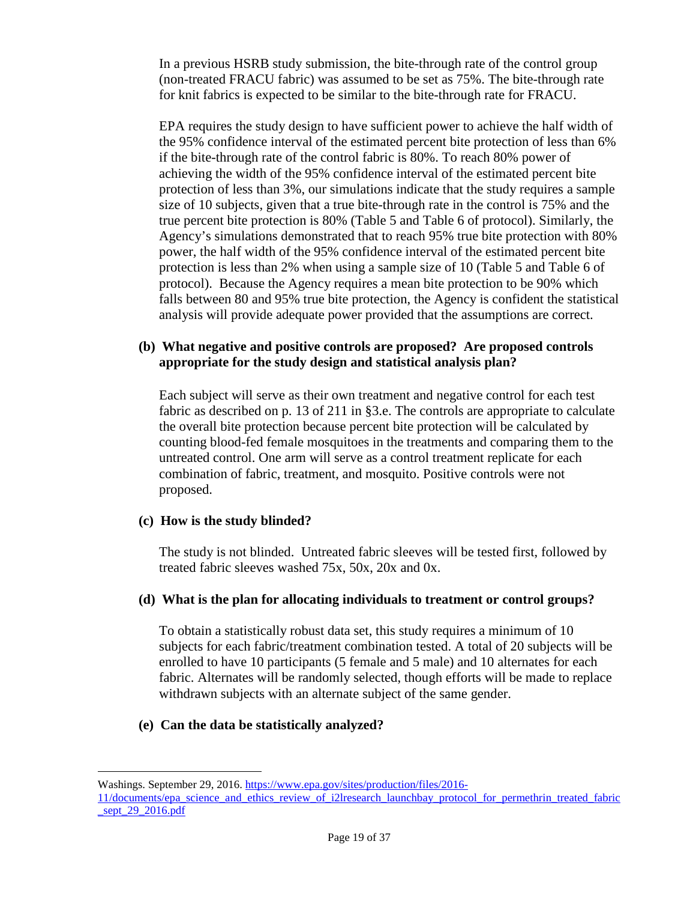In a previous HSRB study submission, the bite-through rate of the control group (non-treated FRACU fabric) was assumed to be set as 75%. The bite-through rate for knit fabrics is expected to be similar to the bite-through rate for FRACU.

EPA requires the study design to have sufficient power to achieve the half width of the 95% confidence interval of the estimated percent bite protection of less than 6% if the bite-through rate of the control fabric is 80%. To reach 80% power of achieving the width of the 95% confidence interval of the estimated percent bite protection of less than 3%, our simulations indicate that the study requires a sample size of 10 subjects, given that a true bite-through rate in the control is 75% and the true percent bite protection is 80% (Table 5 and Table 6 of protocol). Similarly, the Agency's simulations demonstrated that to reach 95% true bite protection with 80% power, the half width of the 95% confidence interval of the estimated percent bite protection is less than 2% when using a sample size of 10 (Table 5 and Table 6 of protocol). Because the Agency requires a mean bite protection to be 90% which falls between 80 and 95% true bite protection, the Agency is confident the statistical analysis will provide adequate power provided that the assumptions are correct.

**(b) What negative and positive controls are proposed? Are proposed controls appropriate for the study design and statistical analysis plan?**

Each subject will serve as their own treatment and negative control for each test fabric as described on p. 13 of 211 in §3.e. The controls are appropriate to calculate the overall bite protection because percent bite protection will be calculated by counting blood-fed female mosquitoes in the treatments and comparing them to the untreated control. One arm will serve as a control treatment replicate for each combination of fabric, treatment, and mosquito. Positive controls were not proposed.

**(c) How is the study blinded?**

The study is not blinded. Untreated fabric sleeves will be tested first, followed by treated fabric sleeves washed 75x, 50x, 20x and 0x.

**(d) What is the plan for allocating individuals to treatment or control groups?**

To obtain a statistically robust data set, this study requires a minimum of 10 subjects for each fabric/treatment combination tested. A total of 20 subjects will be enrolled to have 10 participants (5 female and 5 male) and 10 alternates for each fabric. Alternates will be randomly selected, though efforts will be made to replace withdrawn subjects with an alternate subject of the same gender.

**(e) Can the data be statistically analyzed?**

---

Washings. September 29, 2016. https://www.epa.gov/sites/production/files/2016-11/documents/epa_science_and_ethics_review_of_i2lresearch_launchbay_protocol_for_permethrin_treated_fabric_sept_29_2016.pdf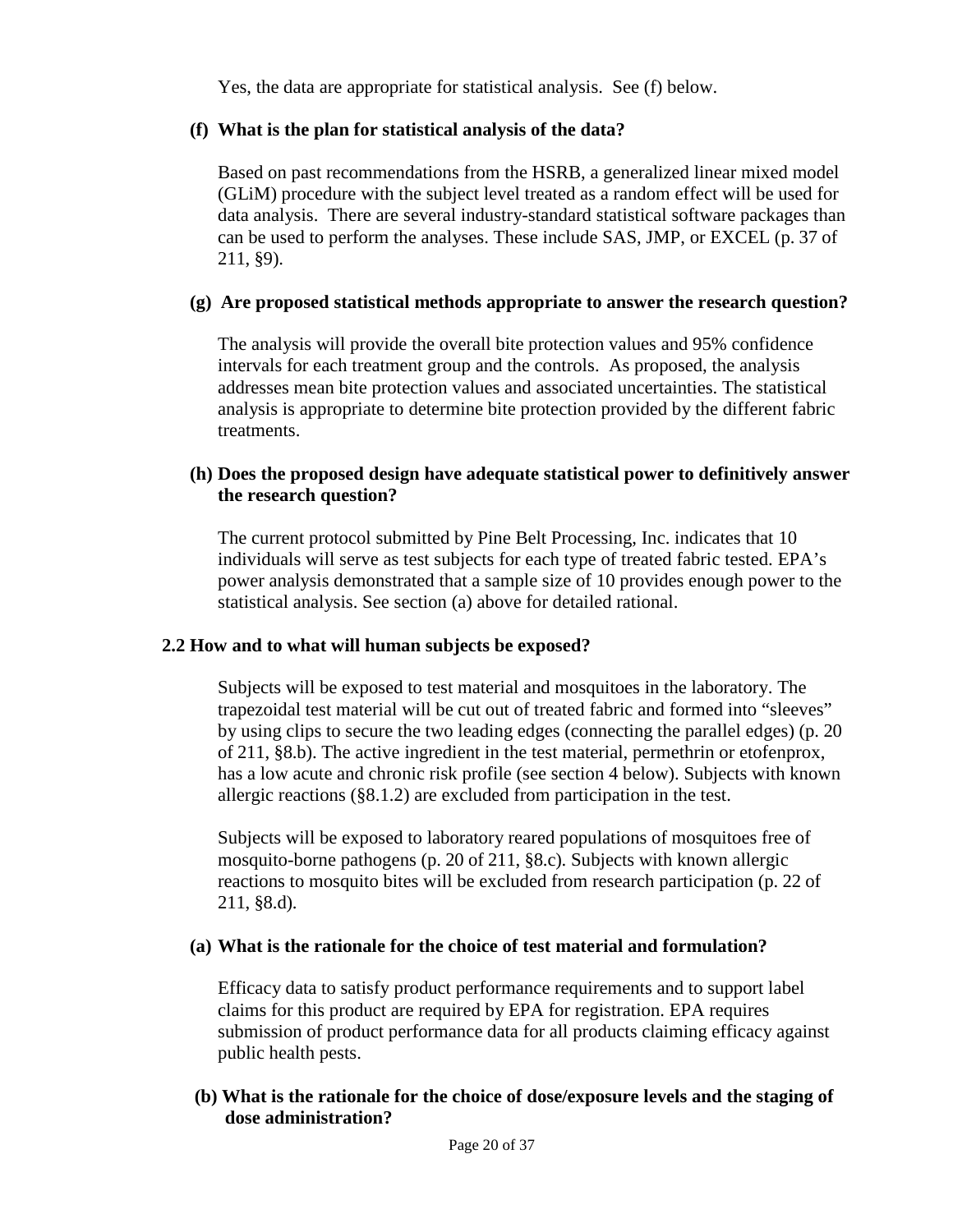Yes, the data are appropriate for statistical analysis. See (f) below.

**(f) What is the plan for statistical analysis of the data?**

Based on past recommendations from the HSRB, a generalized linear mixed model (GLiM) procedure with the subject level treated as a random effect will be used for data analysis. There are several industry-standard statistical software packages than can be used to perform the analyses. These include SAS, JMP, or EXCEL (p. 37 of 211, §9).

**(g) Are proposed statistical methods appropriate to answer the research question?**

The analysis will provide the overall bite protection values and 95% confidence intervals for each treatment group and the controls. As proposed, the analysis addresses mean bite protection values and associated uncertainties. The statistical analysis is appropriate to determine bite protection provided by the different fabric treatments.

**(h) Does the proposed design have adequate statistical power to definitively answer the research question?**

The current protocol submitted by Pine Belt Processing, Inc. indicates that 10 individuals will serve as test subjects for each type of treated fabric tested. EPA's power analysis demonstrated that a sample size of 10 provides enough power to the statistical analysis. See section (a) above for detailed rational.

## 2.2 How and to what will human subjects be exposed?

Subjects will be exposed to test material and mosquitoes in the laboratory. The trapezoidal test material will be cut out of treated fabric and formed into "sleeves" by using clips to secure the two leading edges (connecting the parallel edges) (p. 20 of 211, §8.b). The active ingredient in the test material, permethrin or etofenprox, has a low acute and chronic risk profile (see section 4 below). Subjects with known allergic reactions (§8.1.2) are excluded from participation in the test.

Subjects will be exposed to laboratory reared populations of mosquitoes free of mosquito-borne pathogens (p. 20 of 211, §8.c). Subjects with known allergic reactions to mosquito bites will be excluded from research participation (p. 22 of 211, §8.d).

**(a) What is the rationale for the choice of test material and formulation?**

Efficacy data to satisfy product performance requirements and to support label claims for this product are required by EPA for registration. EPA requires submission of product performance data for all products claiming efficacy against public health pests.

**(b) What is the rationale for the choice of dose/exposure levels and the staging of dose administration?**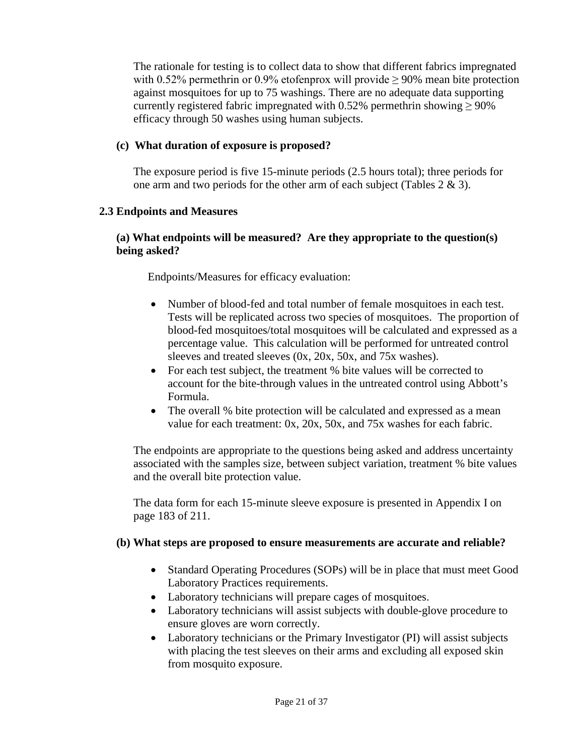The rationale for testing is to collect data to show that different fabrics impregnated with 0.52% permethrin or 0.9% etofenprox will provide ≥ 90% mean bite protection against mosquitoes for up to 75 washings. There are no adequate data supporting currently registered fabric impregnated with 0.52% permethrin showing ≥ 90% efficacy through 50 washes using human subjects.

**(c) What duration of exposure is proposed?**

The exposure period is five 15-minute periods (2.5 hours total); three periods for one arm and two periods for the other arm of each subject (Tables 2 & 3).

### 2.3 Endpoints and Measures

**(a) What endpoints will be measured? Are they appropriate to the question(s) being asked?**

Endpoints/Measures for efficacy evaluation:

- Number of blood-fed and total number of female mosquitoes in each test. Tests will be replicated across two species of mosquitoes. The proportion of blood-fed mosquitoes/total mosquitoes will be calculated and expressed as a percentage value. This calculation will be performed for untreated control sleeves and treated sleeves (0x, 20x, 50x, and 75x washes).
- For each test subject, the treatment % bite values will be corrected to account for the bite-through values in the untreated control using Abbott's Formula.
- The overall % bite protection will be calculated and expressed as a mean value for each treatment: 0x, 20x, 50x, and 75x washes for each fabric.

The endpoints are appropriate to the questions being asked and address uncertainty associated with the samples size, between subject variation, treatment % bite values and the overall bite protection value.

The data form for each 15-minute sleeve exposure is presented in Appendix I on page 183 of 211.

**(b) What steps are proposed to ensure measurements are accurate and reliable?**

- Standard Operating Procedures (SOPs) will be in place that must meet Good Laboratory Practices requirements.
- Laboratory technicians will prepare cages of mosquitoes.
- Laboratory technicians will assist subjects with double-glove procedure to ensure gloves are worn correctly.
- Laboratory technicians or the Primary Investigator (PI) will assist subjects with placing the test sleeves on their arms and excluding all exposed skin from mosquito exposure.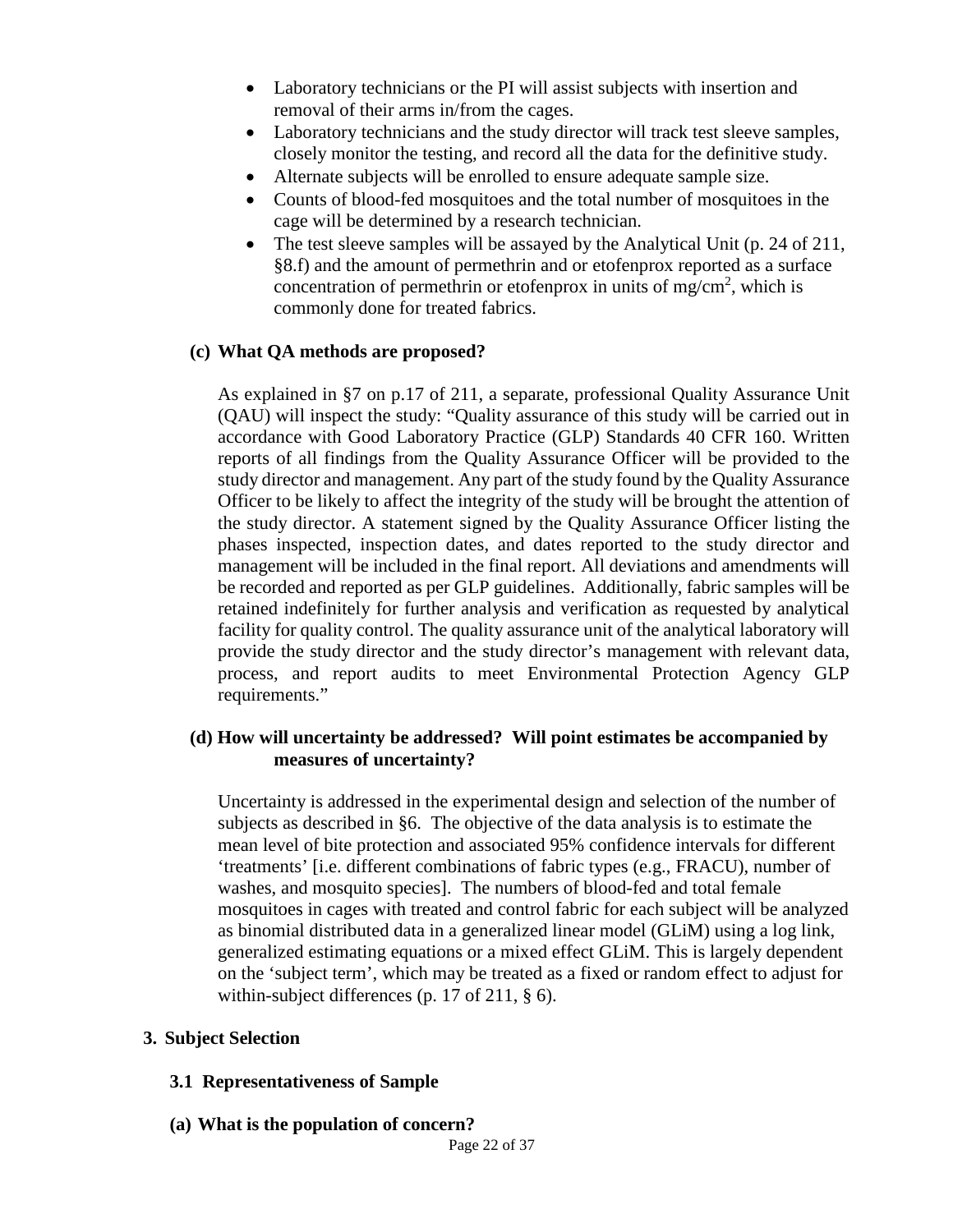- Laboratory technicians or the PI will assist subjects with insertion and removal of their arms in/from the cages.
- Laboratory technicians and the study director will track test sleeve samples, closely monitor the testing, and record all the data for the definitive study.
- Alternate subjects will be enrolled to ensure adequate sample size.
- Counts of blood-fed mosquitoes and the total number of mosquitoes in the cage will be determined by a research technician.
- The test sleeve samples will be assayed by the Analytical Unit (p. 24 of 211, §8.f) and the amount of permethrin and or etofenprox reported as a surface concentration of permethrin or etofenprox in units of $mg/cm^2$, which is commonly done for treated fabrics.

**(c) What QA methods are proposed?**

As explained in §7 on p.17 of 211, a separate, professional Quality Assurance Unit (QAU) will inspect the study: "Quality assurance of this study will be carried out in accordance with Good Laboratory Practice (GLP) Standards 40 CFR 160. Written reports of all findings from the Quality Assurance Officer will be provided to the study director and management. Any part of the study found by the Quality Assurance Officer to be likely to affect the integrity of the study will be brought the attention of the study director. A statement signed by the Quality Assurance Officer listing the phases inspected, inspection dates, and dates reported to the study director and management will be included in the final report. All deviations and amendments will be recorded and reported as per GLP guidelines. Additionally, fabric samples will be retained indefinitely for further analysis and verification as requested by analytical facility for quality control. The quality assurance unit of the analytical laboratory will provide the study director and the study director's management with relevant data, process, and report audits to meet Environmental Protection Agency GLP requirements."

**(d) How will uncertainty be addressed? Will point estimates be accompanied by measures of uncertainty?**

Uncertainty is addressed in the experimental design and selection of the number of subjects as described in §6. The objective of the data analysis is to estimate the mean level of bite protection and associated 95% confidence intervals for different 'treatments' [i.e. different combinations of fabric types (e.g., FRACU), number of washes, and mosquito species]. The numbers of blood-fed and total female mosquitoes in cages with treated and control fabric for each subject will be analyzed as binomial distributed data in a generalized linear model (GLiM) using a log link, generalized estimating equations or a mixed effect GLiM. This is largely dependent on the 'subject term', which may be treated as a fixed or random effect to adjust for within-subject differences (p. 17 of 211, § 6).

## 3. Subject Selection

### 3.1 Representativeness of Sample

**(a) What is the population of concern?**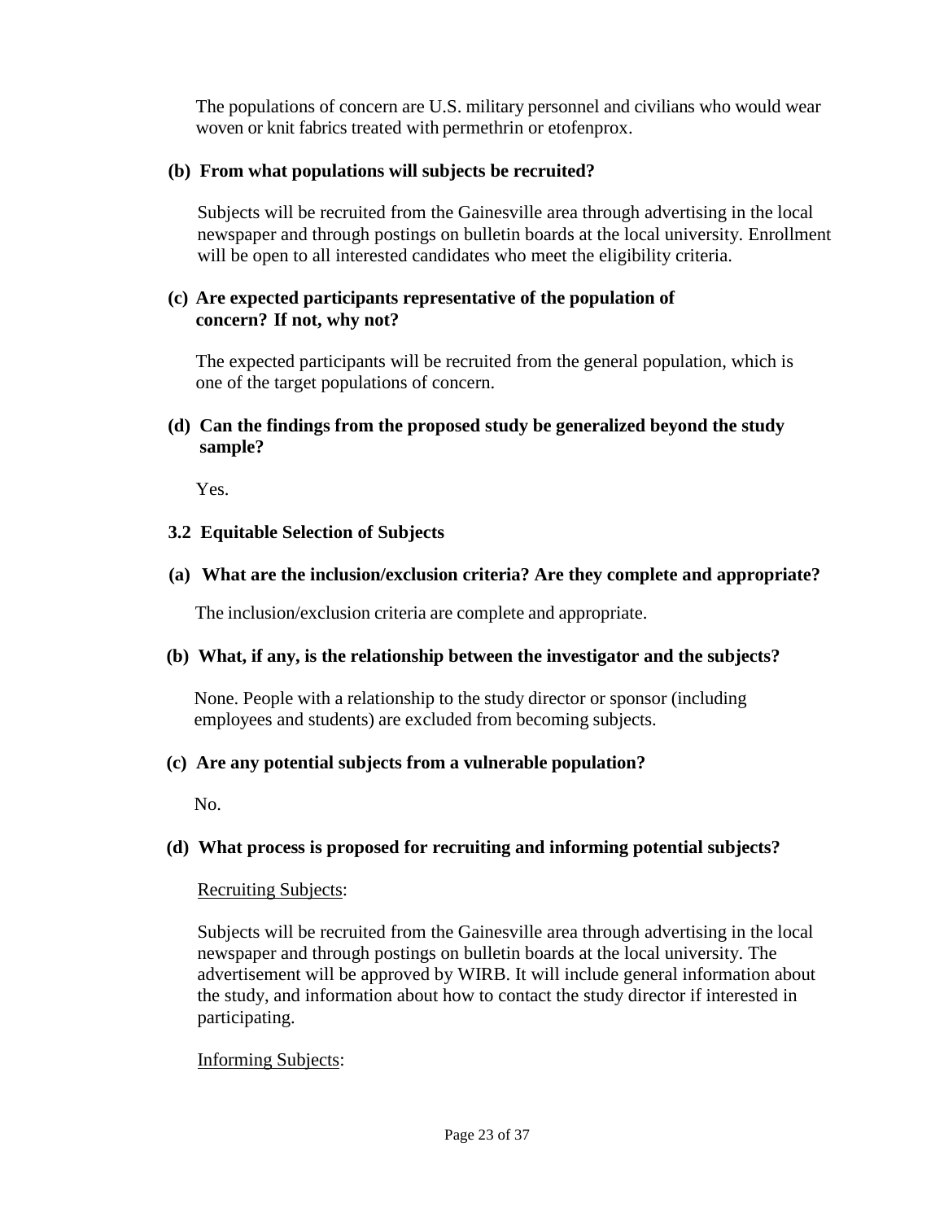The populations of concern are U.S. military personnel and civilians who would wear woven or knit fabrics treated with permethrin or etofenprox.

**(b) From what populations will subjects be recruited?**

Subjects will be recruited from the Gainesville area through advertising in the local newspaper and through postings on bulletin boards at the local university. Enrollment will be open to all interested candidates who meet the eligibility criteria.

**(c) Are expected participants representative of the population of concern? If not, why not?**

The expected participants will be recruited from the general population, which is one of the target populations of concern.

**(d) Can the findings from the proposed study be generalized beyond the study sample?**

Yes.

### 3.2 Equitable Selection of Subjects

**(a) What are the inclusion/exclusion criteria? Are they complete and appropriate?**

The inclusion/exclusion criteria are complete and appropriate.

**(b) What, if any, is the relationship between the investigator and the subjects?**

None. People with a relationship to the study director or sponsor (including employees and students) are excluded from becoming subjects.

**(c) Are any potential subjects from a vulnerable population?**

No.

**(d) What process is proposed for recruiting and informing potential subjects?**

Recruiting Subjects:

Subjects will be recruited from the Gainesville area through advertising in the local newspaper and through postings on bulletin boards at the local university. The advertisement will be approved by WIRB. It will include general information about the study, and information about how to contact the study director if interested in participating.

Informing Subjects: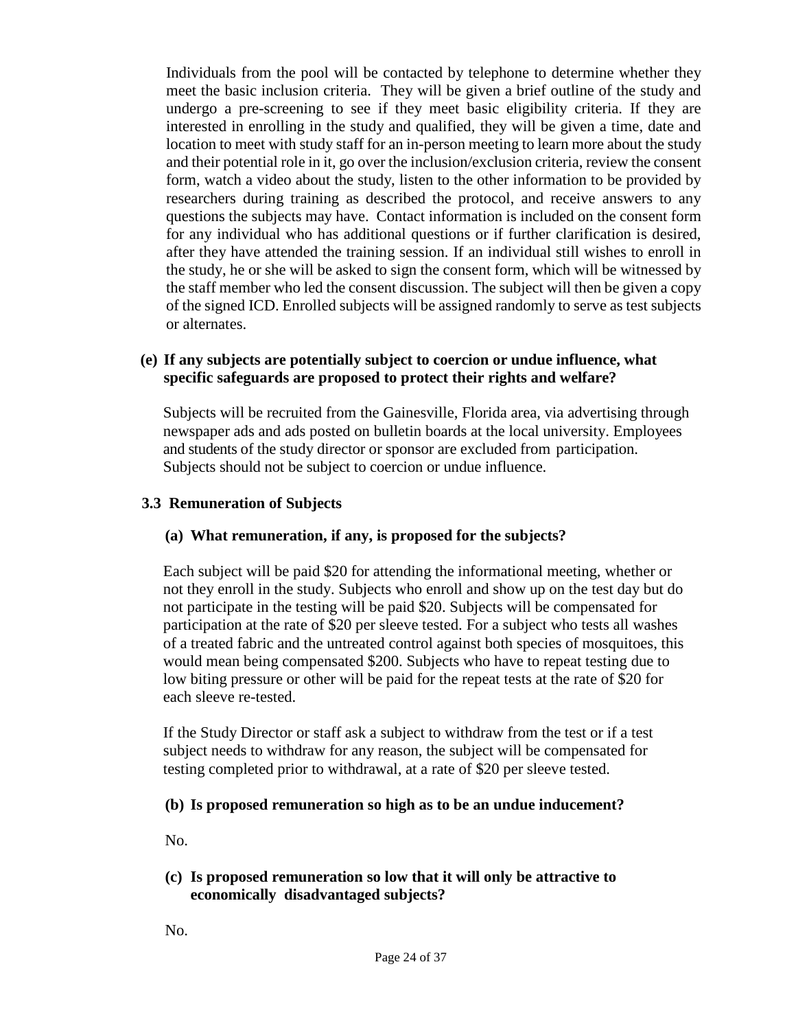Individuals from the pool will be contacted by telephone to determine whether they meet the basic inclusion criteria. They will be given a brief outline of the study and undergo a pre-screening to see if they meet basic eligibility criteria. If they are interested in enrolling in the study and qualified, they will be given a time, date and location to meet with study staff for an in-person meeting to learn more about the study and their potential role in it, go over the inclusion/exclusion criteria, review the consent form, watch a video about the study, listen to the other information to be provided by researchers during training as described the protocol, and receive answers to any questions the subjects may have. Contact information is included on the consent form for any individual who has additional questions or if further clarification is desired, after they have attended the training session. If an individual still wishes to enroll in the study, he or she will be asked to sign the consent form, which will be witnessed by the staff member who led the consent discussion. The subject will then be given a copy of the signed ICD. Enrolled subjects will be assigned randomly to serve as test subjects or alternates.

**(e) If any subjects are potentially subject to coercion or undue influence, what specific safeguards are proposed to protect their rights and welfare?**

Subjects will be recruited from the Gainesville, Florida area, via advertising through newspaper ads and ads posted on bulletin boards at the local university. Employees and students of the study director or sponsor are excluded from participation. Subjects should not be subject to coercion or undue influence.

### 3.3 Remuneration of Subjects

**(a) What remuneration, if any, is proposed for the subjects?**

Each subject will be paid $20 for attending the informational meeting, whether or not they enroll in the study. Subjects who enroll and show up on the test day but do not participate in the testing will be paid $20. Subjects will be compensated for participation at the rate of $20 per sleeve tested. For a subject who tests all washes of a treated fabric and the untreated control against both species of mosquitoes, this would mean being compensated $200. Subjects who have to repeat testing due to low biting pressure or other will be paid for the repeat tests at the rate of $20 for each sleeve re-tested.

If the Study Director or staff ask a subject to withdraw from the test or if a test subject needs to withdraw for any reason, the subject will be compensated for testing completed prior to withdrawal, at a rate of $20 per sleeve tested.

**(b) Is proposed remuneration so high as to be an undue inducement?**

No.

**(c) Is proposed remuneration so low that it will only be attractive to economically disadvantaged subjects?**

No.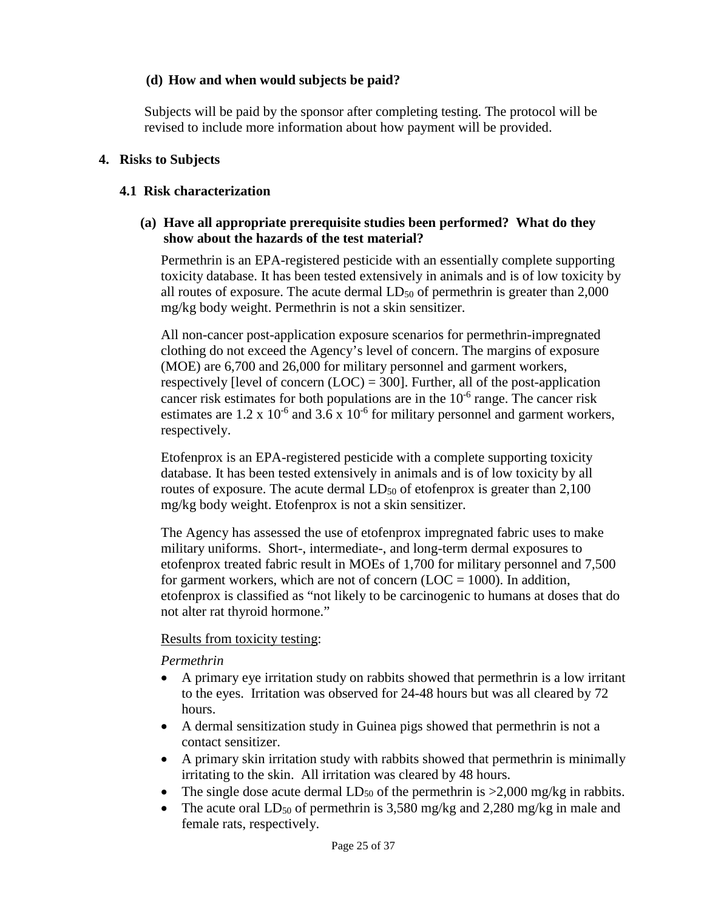**(d) How and when would subjects be paid?**

Subjects will be paid by the sponsor after completing testing. The protocol will be revised to include more information about how payment will be provided.

## 4. Risks to Subjects

### 4.1 Risk characterization

**(a) Have all appropriate prerequisite studies been performed? What do they show about the hazards of the test material?**

Permethrin is an EPA-registered pesticide with an essentially complete supporting toxicity database. It has been tested extensively in animals and is of low toxicity by all routes of exposure. The acute dermal $LD_{50}$ of permethrin is greater than 2,000 mg/kg body weight. Permethrin is not a skin sensitizer.

All non-cancer post-application exposure scenarios for permethrin-impregnated clothing do not exceed the Agency's level of concern. The margins of exposure (MOE) are 6,700 and 26,000 for military personnel and garment workers, respectively [level of concern (LOC) = 300]. Further, all of the post-application cancer risk estimates for both populations are in the $10^{-6}$ range. The cancer risk estimates are $1.2 \times 10^{-6}$ and $3.6 \times 10^{-6}$ for military personnel and garment workers, respectively.

Etofenprox is an EPA-registered pesticide with a complete supporting toxicity database. It has been tested extensively in animals and is of low toxicity by all routes of exposure. The acute dermal $LD_{50}$ of etofenprox is greater than 2,100 mg/kg body weight. Etofenprox is not a skin sensitizer.

The Agency has assessed the use of etofenprox impregnated fabric uses to make military uniforms. Short-, intermediate-, and long-term dermal exposures to etofenprox treated fabric result in MOEs of 1,700 for military personnel and 7,500 for garment workers, which are not of concern (LOC = 1000). In addition, etofenprox is classified as "not likely to be carcinogenic to humans at doses that do not alter rat thyroid hormone."

<u>Results from toxicity testing</u>:

*Permethrin*

- A primary eye irritation study on rabbits showed that permethrin is a low irritant to the eyes. Irritation was observed for 24-48 hours but was all cleared by 72 hours.
- A dermal sensitization study in Guinea pigs showed that permethrin is not a contact sensitizer.
- A primary skin irritation study with rabbits showed that permethrin is minimally irritating to the skin. All irritation was cleared by 48 hours.
- The single dose acute dermal $LD_{50}$ of the permethrin is >2,000 mg/kg in rabbits.
- The acute oral $LD_{50}$ of permethrin is 3,580 mg/kg and 2,280 mg/kg in male and female rats, respectively.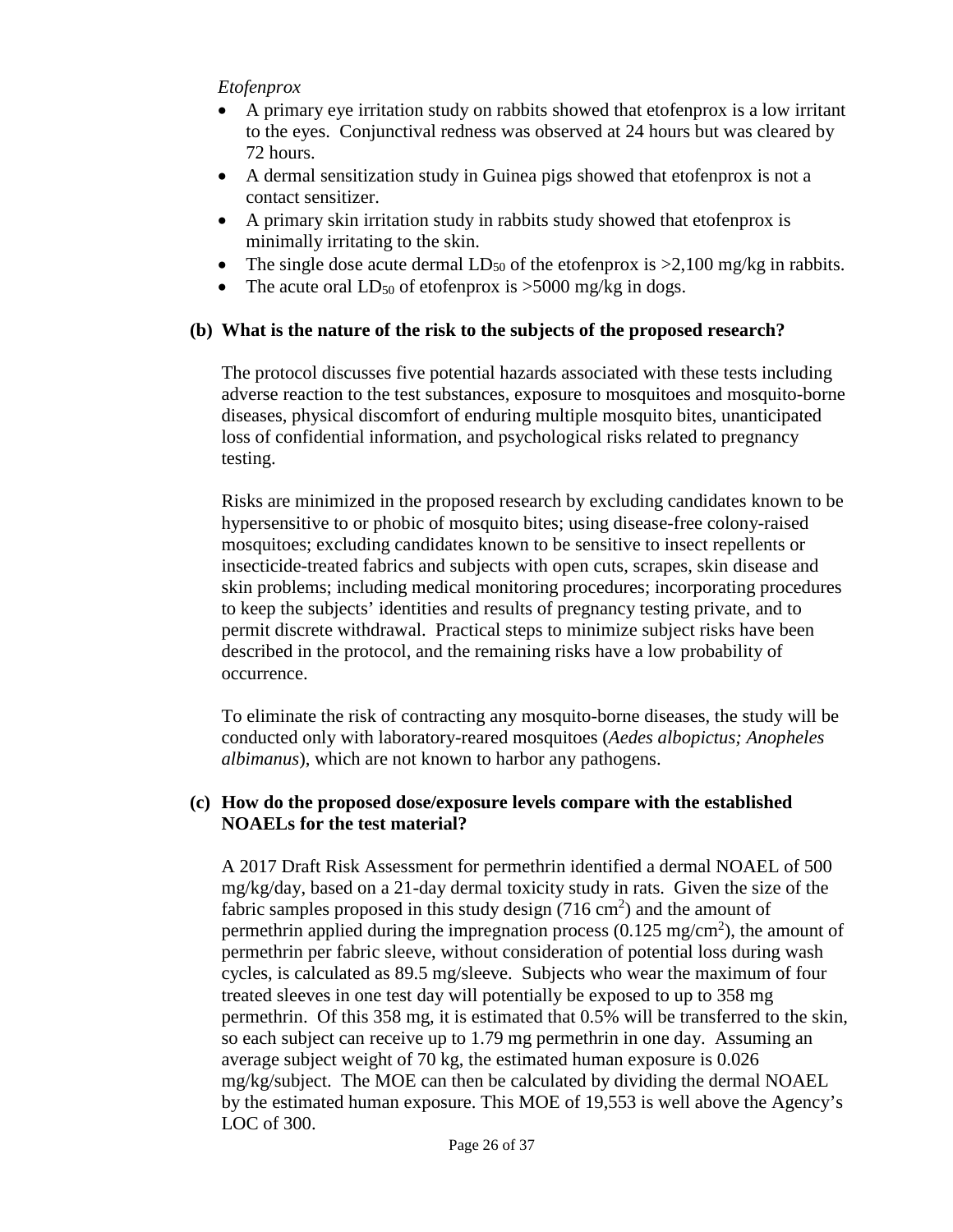*Etofenprox*

- A primary eye irritation study on rabbits showed that etofenprox is a low irritant to the eyes. Conjunctival redness was observed at 24 hours but was cleared by 72 hours.
- A dermal sensitization study in Guinea pigs showed that etofenprox is not a contact sensitizer.
- A primary skin irritation study in rabbits study showed that etofenprox is minimally irritating to the skin.
- The single dose acute dermal $LD_{50}$ of the etofenprox is >2,100 mg/kg in rabbits.
- The acute oral $LD_{50}$ of etofenprox is >5000 mg/kg in dogs.

**(b) What is the nature of the risk to the subjects of the proposed research?**

The protocol discusses five potential hazards associated with these tests including adverse reaction to the test substances, exposure to mosquitoes and mosquito-borne diseases, physical discomfort of enduring multiple mosquito bites, unanticipated loss of confidential information, and psychological risks related to pregnancy testing.

Risks are minimized in the proposed research by excluding candidates known to be hypersensitive to or phobic of mosquito bites; using disease-free colony-raised mosquitoes; excluding candidates known to be sensitive to insect repellents or insecticide-treated fabrics and subjects with open cuts, scrapes, skin disease and skin problems; including medical monitoring procedures; incorporating procedures to keep the subjects' identities and results of pregnancy testing private, and to permit discrete withdrawal. Practical steps to minimize subject risks have been described in the protocol, and the remaining risks have a low probability of occurrence.

To eliminate the risk of contracting any mosquito-borne diseases, the study will be conducted only with laboratory-reared mosquitoes (*Aedes albopictus; Anopheles albimanus*), which are not known to harbor any pathogens.

**(c) How do the proposed dose/exposure levels compare with the established NOAELs for the test material?**

A 2017 Draft Risk Assessment for permethrin identified a dermal NOAEL of 500 mg/kg/day, based on a 21-day dermal toxicity study in rats. Given the size of the fabric samples proposed in this study design (716 $cm^2$) and the amount of permethrin applied during the impregnation process (0.125 $mg/cm^2$), the amount of permethrin per fabric sleeve, without consideration of potential loss during wash cycles, is calculated as 89.5 mg/sleeve. Subjects who wear the maximum of four treated sleeves in one test day will potentially be exposed to up to 358 mg permethrin. Of this 358 mg, it is estimated that 0.5% will be transferred to the skin, so each subject can receive up to 1.79 mg permethrin in one day. Assuming an average subject weight of 70 kg, the estimated human exposure is 0.026 mg/kg/subject. The MOE can then be calculated by dividing the dermal NOAEL by the estimated human exposure. This MOE of 19,553 is well above the Agency's LOC of 300.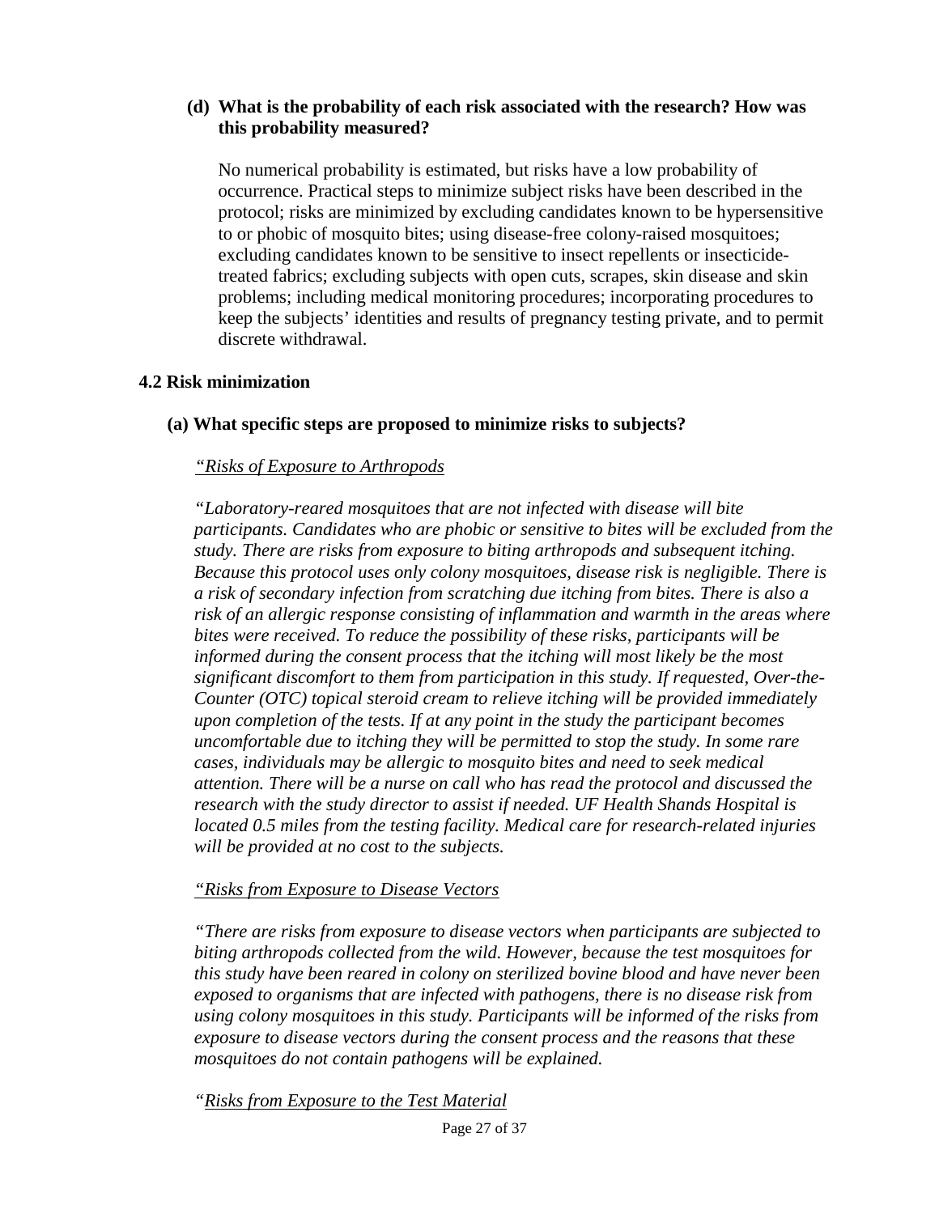**(d) What is the probability of each risk associated with the research? How was this probability measured?**

No numerical probability is estimated, but risks have a low probability of occurrence. Practical steps to minimize subject risks have been described in the protocol; risks are minimized by excluding candidates known to be hypersensitive to or phobic of mosquito bites; using disease-free colony-raised mosquitoes; excluding candidates known to be sensitive to insect repellents or insecticide-treated fabrics; excluding subjects with open cuts, scrapes, skin disease and skin problems; including medical monitoring procedures; incorporating procedures to keep the subjects' identities and results of pregnancy testing private, and to permit discrete withdrawal.

## 4.2 Risk minimization

### (a) What specific steps are proposed to minimize risks to subjects?

*"Risks of Exposure to Arthropods*

*"Laboratory-reared mosquitoes that are not infected with disease will bite participants. Candidates who are phobic or sensitive to bites will be excluded from the study. There are risks from exposure to biting arthropods and subsequent itching. Because this protocol uses only colony mosquitoes, disease risk is negligible. There is a risk of secondary infection from scratching due itching from bites. There is also a risk of an allergic response consisting of inflammation and warmth in the areas where bites were received. To reduce the possibility of these risks, participants will be informed during the consent process that the itching will most likely be the most significant discomfort to them from participation in this study. If requested, Over-the-Counter (OTC) topical steroid cream to relieve itching will be provided immediately upon completion of the tests. If at any point in the study the participant becomes uncomfortable due to itching they will be permitted to stop the study. In some rare cases, individuals may be allergic to mosquito bites and need to seek medical attention. There will be a nurse on call who has read the protocol and discussed the research with the study director to assist if needed. UF Health Shands Hospital is located 0.5 miles from the testing facility. Medical care for research-related injuries will be provided at no cost to the subjects.*

*"Risks from Exposure to Disease Vectors*

*"There are risks from exposure to disease vectors when participants are subjected to biting arthropods collected from the wild. However, because the test mosquitoes for this study have been reared in colony on sterilized bovine blood and have never been exposed to organisms that are infected with pathogens, there is no disease risk from using colony mosquitoes in this study. Participants will be informed of the risks from exposure to disease vectors during the consent process and the reasons that these mosquitoes do not contain pathogens will be explained.*

*"Risks from Exposure to the Test Material*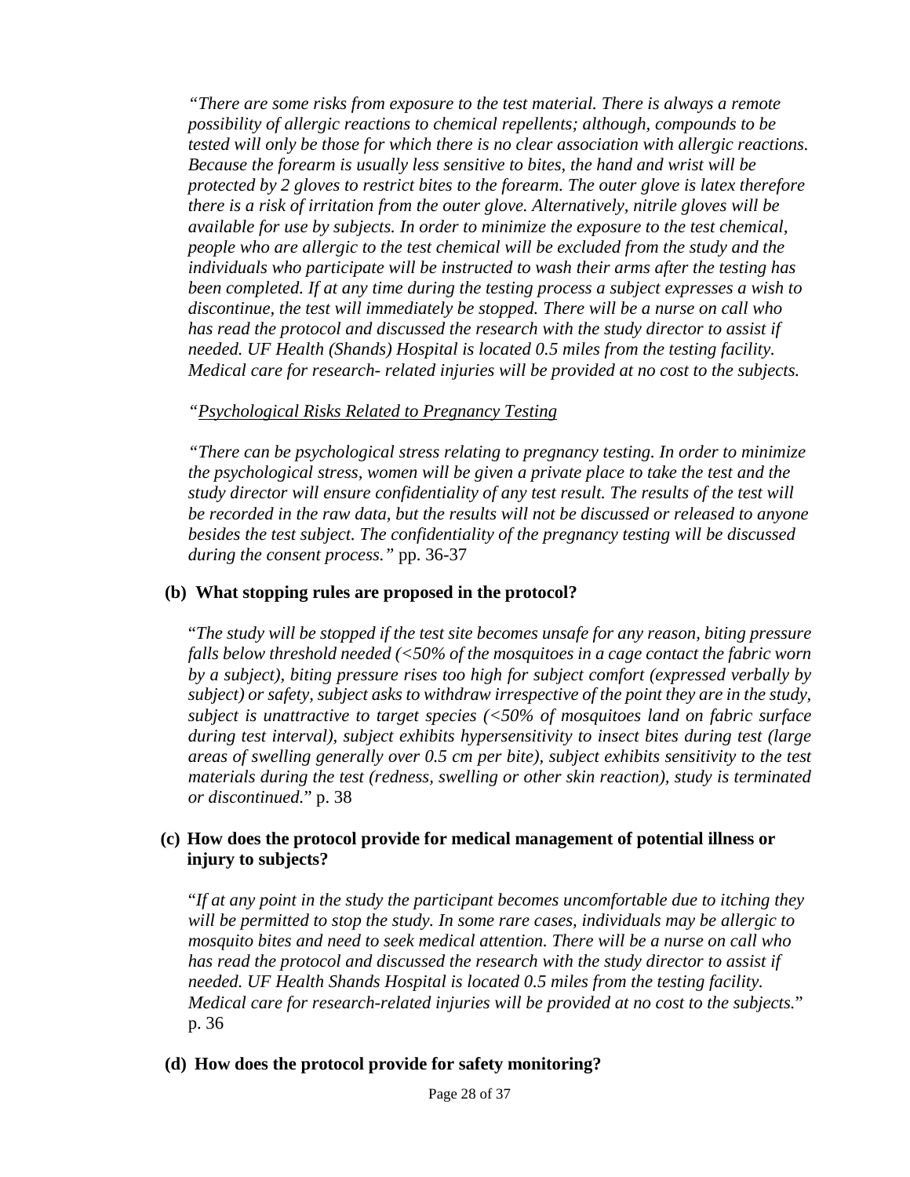*"There are some risks from exposure to the test material. There is always a remote possibility of allergic reactions to chemical repellents; although, compounds to be tested will only be those for which there is no clear association with allergic reactions. Because the forearm is usually less sensitive to bites, the hand and wrist will be protected by 2 gloves to restrict bites to the forearm. The outer glove is latex therefore there is a risk of irritation from the outer glove. Alternatively, nitrile gloves will be available for use by subjects. In order to minimize the exposure to the test chemical, people who are allergic to the test chemical will be excluded from the study and the individuals who participate will be instructed to wash their arms after the testing has been completed. If at any time during the testing process a subject expresses a wish to discontinue, the test will immediately be stopped. There will be a nurse on call who has read the protocol and discussed the research with the study director to assist if needed. UF Health (Shands) Hospital is located 0.5 miles from the testing facility. Medical care for research- related injuries will be provided at no cost to the subjects.*

*"Psychological Risks Related to Pregnancy Testing*

*"There can be psychological stress relating to pregnancy testing. In order to minimize the psychological stress, women will be given a private place to take the test and the study director will ensure confidentiality of any test result. The results of the test will be recorded in the raw data, but the results will not be discussed or released to anyone besides the test subject. The confidentiality of the pregnancy testing will be discussed during the consent process."* pp. 36-37

**(b) What stopping rules are proposed in the protocol?**

"*The study will be stopped if the test site becomes unsafe for any reason, biting pressure falls below threshold needed (<50% of the mosquitoes in a cage contact the fabric worn by a subject), biting pressure rises too high for subject comfort (expressed verbally by subject) or safety, subject asks to withdraw irrespective of the point they are in the study, subject is unattractive to target species (<50% of mosquitoes land on fabric surface during test interval), subject exhibits hypersensitivity to insect bites during test (large areas of swelling generally over 0.5 cm per bite), subject exhibits sensitivity to the test materials during the test (redness, swelling or other skin reaction), study is terminated or discontinued.*" p. 38

**(c) How does the protocol provide for medical management of potential illness or injury to subjects?**

"*If at any point in the study the participant becomes uncomfortable due to itching they will be permitted to stop the study. In some rare cases, individuals may be allergic to mosquito bites and need to seek medical attention. There will be a nurse on call who has read the protocol and discussed the research with the study director to assist if needed. UF Health Shands Hospital is located 0.5 miles from the testing facility. Medical care for research-related injuries will be provided at no cost to the subjects.*" p. 36

**(d) How does the protocol provide for safety monitoring?**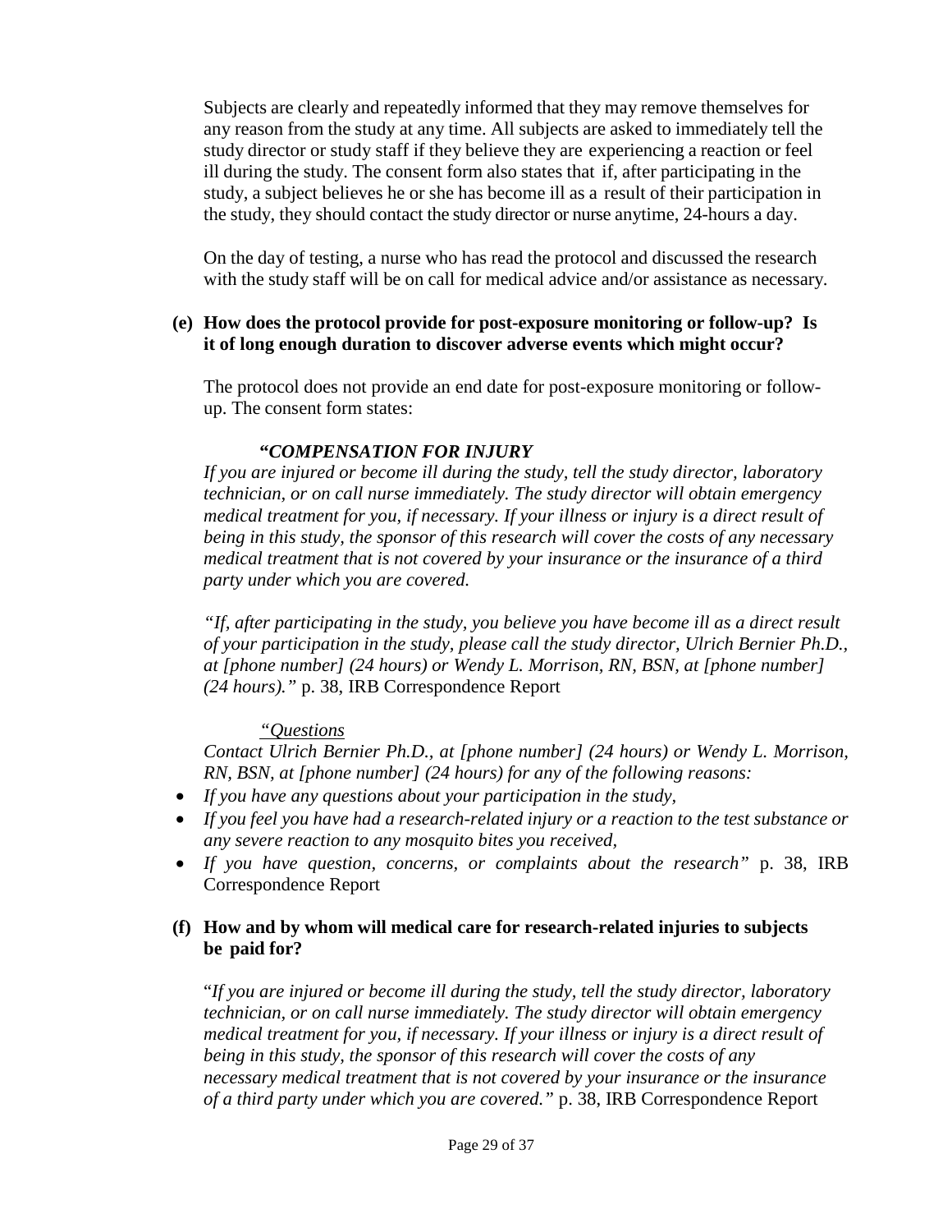Subjects are clearly and repeatedly informed that they may remove themselves for any reason from the study at any time. All subjects are asked to immediately tell the study director or study staff if they believe they are experiencing a reaction or feel ill during the study. The consent form also states that if, after participating in the study, a subject believes he or she has become ill as a result of their participation in the study, they should contact the study director or nurse anytime, 24-hours a day.

On the day of testing, a nurse who has read the protocol and discussed the research with the study staff will be on call for medical advice and/or assistance as necessary.

**(e) How does the protocol provide for post-exposure monitoring or follow-up? Is it of long enough duration to discover adverse events which might occur?**

The protocol does not provide an end date for post-exposure monitoring or follow-up. The consent form states:

***"COMPENSATION FOR INJURY***
*If you are injured or become ill during the study, tell the study director, laboratory technician, or on call nurse immediately. The study director will obtain emergency medical treatment for you, if necessary. If your illness or injury is a direct result of being in this study, the sponsor of this research will cover the costs of any necessary medical treatment that is not covered by your insurance or the insurance of a third party under which you are covered.*

*"If, after participating in the study, you believe you have become ill as a direct result of your participation in the study, please call the study director, Ulrich Bernier Ph.D., at [phone number] (24 hours) or Wendy L. Morrison, RN, BSN, at [phone number] (24 hours)."* p. 38, IRB Correspondence Report

*"Questions*
*Contact Ulrich Bernier Ph.D., at [phone number] (24 hours) or Wendy L. Morrison, RN, BSN, at [phone number] (24 hours) for any of the following reasons:*

- *If you have any questions about your participation in the study,*
- *If you feel you have had a research-related injury or a reaction to the test substance or any severe reaction to any mosquito bites you received,*
- *If you have question, concerns, or complaints about the research"* p. 38, IRB Correspondence Report

**(f) How and by whom will medical care for research-related injuries to subjects be paid for?**

"*If you are injured or become ill during the study, tell the study director, laboratory technician, or on call nurse immediately. The study director will obtain emergency medical treatment for you, if necessary. If your illness or injury is a direct result of being in this study, the sponsor of this research will cover the costs of any necessary medical treatment that is not covered by your insurance or the insurance of a third party under which you are covered."* p. 38, IRB Correspondence Report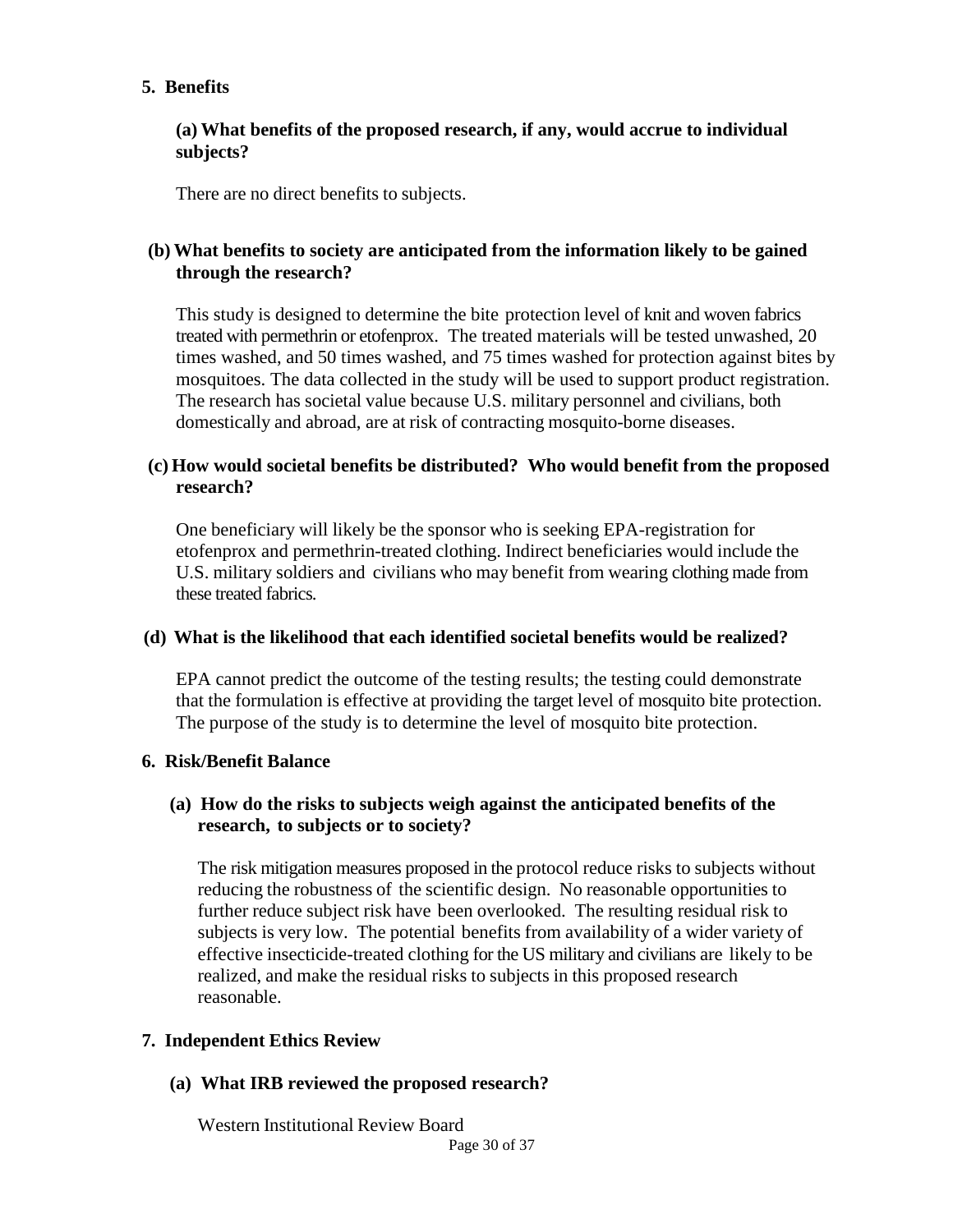**5. Benefits**

**(a) What benefits of the proposed research, if any, would accrue to individual subjects?**

There are no direct benefits to subjects.

**(b) What benefits to society are anticipated from the information likely to be gained through the research?**

This study is designed to determine the bite protection level of knit and woven fabrics treated with permethrin or etofenprox. The treated materials will be tested unwashed, 20 times washed, and 50 times washed, and 75 times washed for protection against bites by mosquitoes. The data collected in the study will be used to support product registration. The research has societal value because U.S. military personnel and civilians, both domestically and abroad, are at risk of contracting mosquito-borne diseases.

**(c) How would societal benefits be distributed? Who would benefit from the proposed research?**

One beneficiary will likely be the sponsor who is seeking EPA-registration for etofenprox and permethrin-treated clothing. Indirect beneficiaries would include the U.S. military soldiers and civilians who may benefit from wearing clothing made from these treated fabrics.

**(d) What is the likelihood that each identified societal benefits would be realized?**

EPA cannot predict the outcome of the testing results; the testing could demonstrate that the formulation is effective at providing the target level of mosquito bite protection. The purpose of the study is to determine the level of mosquito bite protection.

**6. Risk/Benefit Balance**

**(a) How do the risks to subjects weigh against the anticipated benefits of the research, to subjects or to society?**

The risk mitigation measures proposed in the protocol reduce risks to subjects without reducing the robustness of the scientific design. No reasonable opportunities to further reduce subject risk have been overlooked. The resulting residual risk to subjects is very low. The potential benefits from availability of a wider variety of effective insecticide-treated clothing for the US military and civilians are likely to be realized, and make the residual risks to subjects in this proposed research reasonable.

**7. Independent Ethics Review**

**(a) What IRB reviewed the proposed research?**

Western Institutional Review Board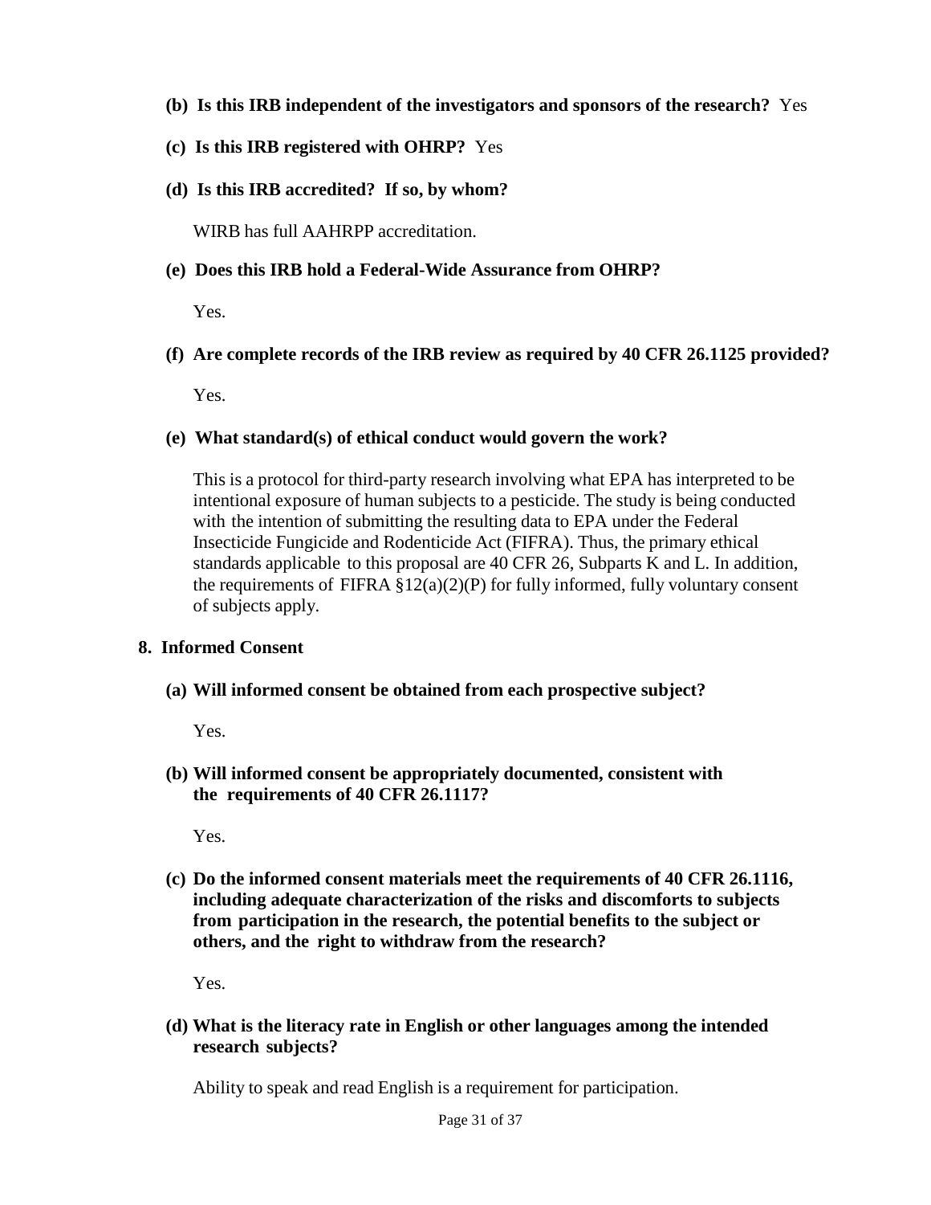**(b) Is this IRB independent of the investigators and sponsors of the research?** Yes

**(c) Is this IRB registered with OHRP?** Yes

**(d) Is this IRB accredited? If so, by whom?**

WIRB has full AAHRPP accreditation.

**(e) Does this IRB hold a Federal-Wide Assurance from OHRP?**

Yes.

**(f) Are complete records of the IRB review as required by 40 CFR 26.1125 provided?**

Yes.

**(e) What standard(s) of ethical conduct would govern the work?**

This is a protocol for third-party research involving what EPA has interpreted to be intentional exposure of human subjects to a pesticide. The study is being conducted with the intention of submitting the resulting data to EPA under the Federal Insecticide Fungicide and Rodenticide Act (FIFRA). Thus, the primary ethical standards applicable to this proposal are 40 CFR 26, Subparts K and L. In addition, the requirements of FIFRA §12(a)(2)(P) for fully informed, fully voluntary consent of subjects apply.

## 8. Informed Consent

**(a) Will informed consent be obtained from each prospective subject?**

Yes.

**(b) Will informed consent be appropriately documented, consistent with the requirements of 40 CFR 26.1117?**

Yes.

**(c) Do the informed consent materials meet the requirements of 40 CFR 26.1116, including adequate characterization of the risks and discomforts to subjects from participation in the research, the potential benefits to the subject or others, and the right to withdraw from the research?**

Yes.

**(d) What is the literacy rate in English or other languages among the intended research subjects?**

Ability to speak and read English is a requirement for participation.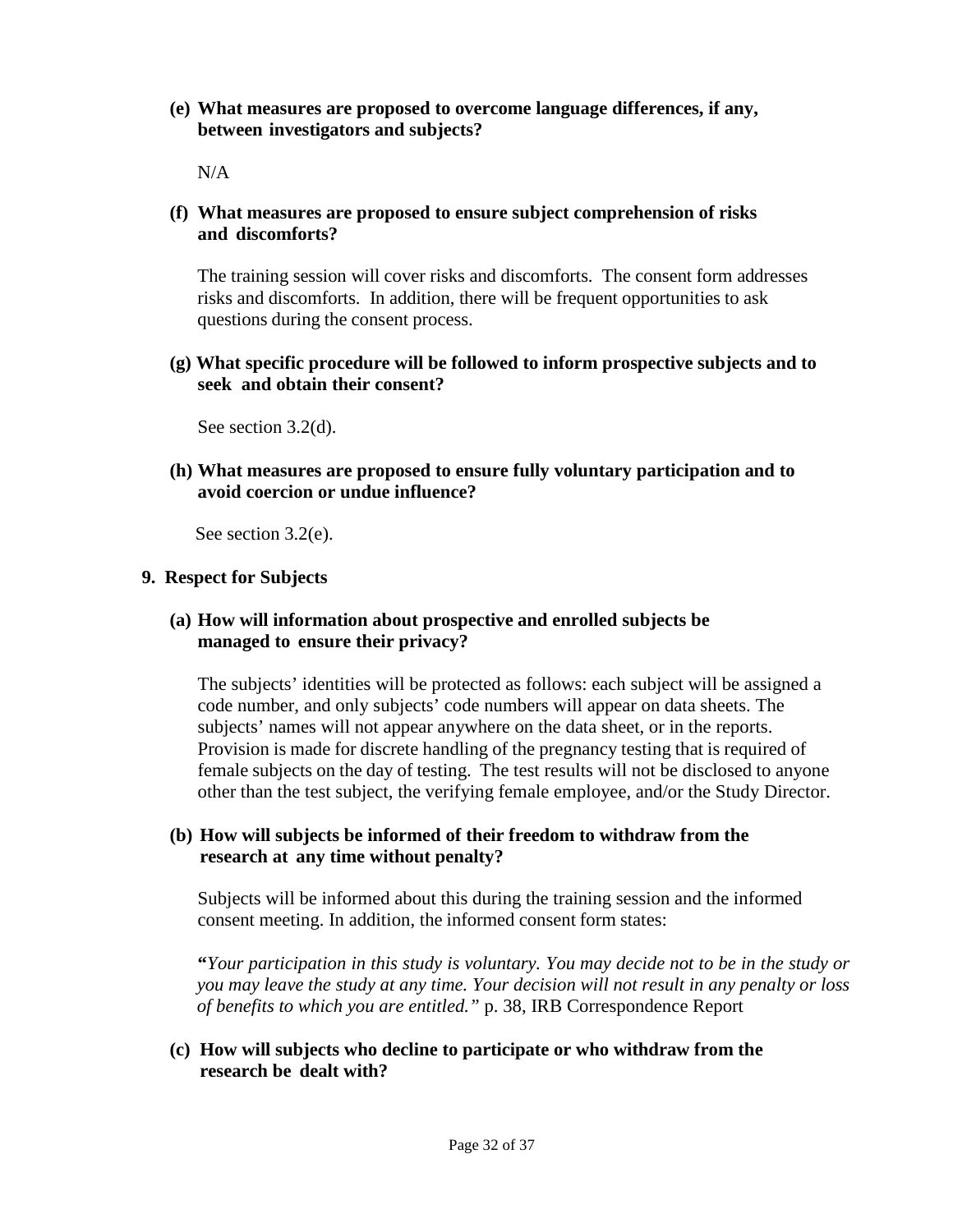**(e) What measures are proposed to overcome language differences, if any, between investigators and subjects?**

N/A

**(f) What measures are proposed to ensure subject comprehension of risks and discomforts?**

The training session will cover risks and discomforts. The consent form addresses risks and discomforts. In addition, there will be frequent opportunities to ask questions during the consent process.

**(g) What specific procedure will be followed to inform prospective subjects and to seek and obtain their consent?**

See section 3.2(d).

**(h) What measures are proposed to ensure fully voluntary participation and to avoid coercion or undue influence?**

See section 3.2(e).

## 9. Respect for Subjects

**(a) How will information about prospective and enrolled subjects be managed to ensure their privacy?**

The subjects' identities will be protected as follows: each subject will be assigned a code number, and only subjects' code numbers will appear on data sheets. The subjects' names will not appear anywhere on the data sheet, or in the reports. Provision is made for discrete handling of the pregnancy testing that is required of female subjects on the day of testing. The test results will not be disclosed to anyone other than the test subject, the verifying female employee, and/or the Study Director.

**(b) How will subjects be informed of their freedom to withdraw from the research at any time without penalty?**

Subjects will be informed about this during the training session and the informed consent meeting. In addition, the informed consent form states:

**"***Your participation in this study is voluntary. You may decide not to be in the study or you may leave the study at any time. Your decision will not result in any penalty or loss of benefits to which you are entitled."* p. 38, IRB Correspondence Report

**(c) How will subjects who decline to participate or who withdraw from the research be dealt with?**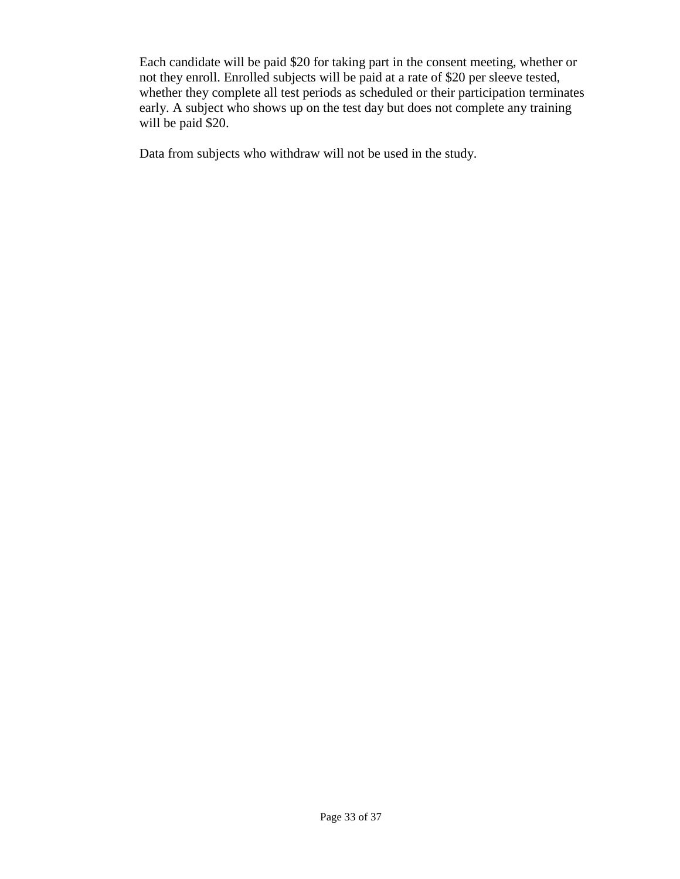Each candidate will be paid $20 for taking part in the consent meeting, whether or not they enroll. Enrolled subjects will be paid at a rate of $20 per sleeve tested, whether they complete all test periods as scheduled or their participation terminates early. A subject who shows up on the test day but does not complete any training will be paid $20.

Data from subjects who withdraw will not be used in the study.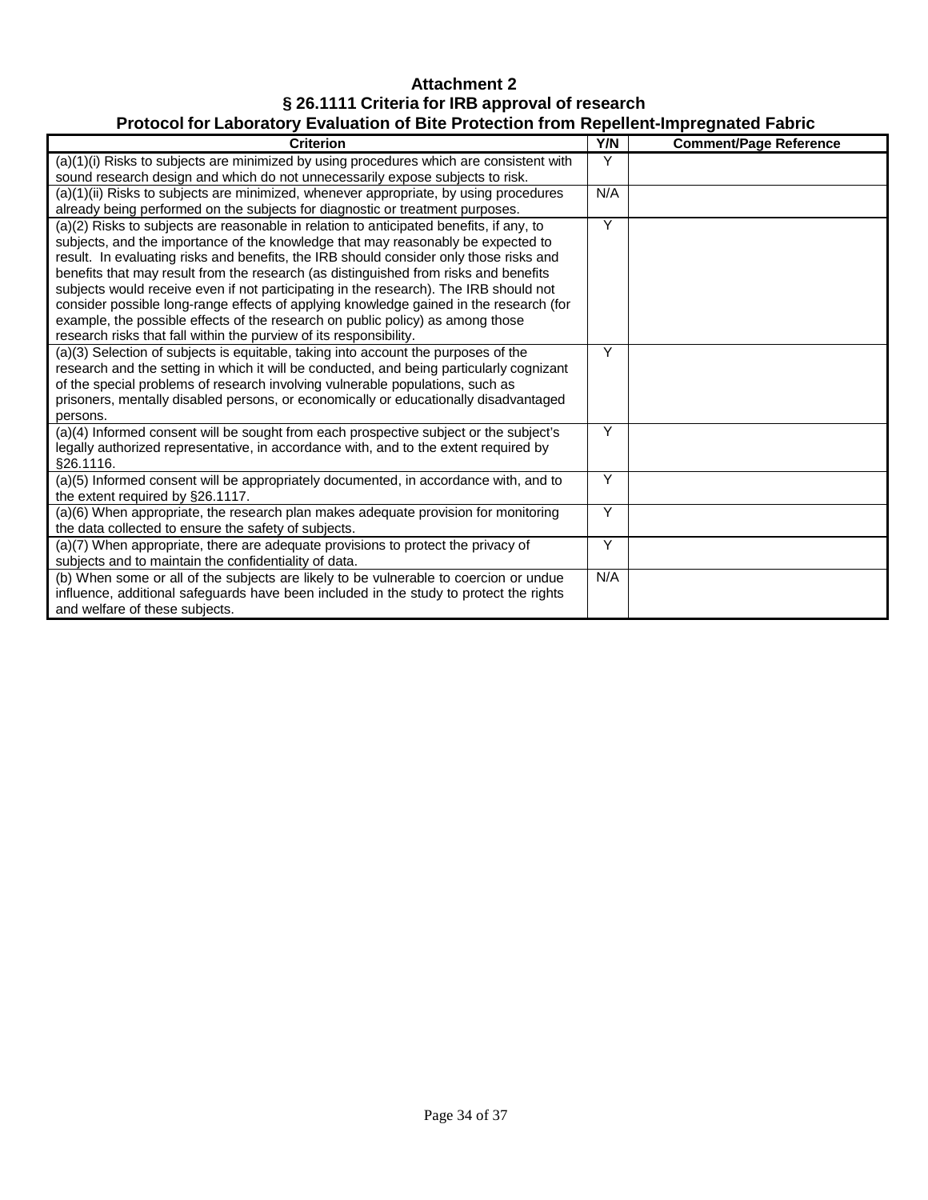**Attachment 2**

**§ 26.1111 Criteria for IRB approval of research**

**Protocol for Laboratory Evaluation of Bite Protection from Repellent-Impregnated Fabric**

| Criterion | Y/N | Comment/Page Reference |
|---|---|---|
| (a)(1)(i) Risks to subjects are minimized by using procedures which are consistent with sound research design and which do not unnecessarily expose subjects to risk. | Y | |
| (a)(1)(ii) Risks to subjects are minimized, whenever appropriate, by using procedures already being performed on the subjects for diagnostic or treatment purposes. | N/A | |
| (a)(2) Risks to subjects are reasonable in relation to anticipated benefits, if any, to subjects, and the importance of the knowledge that may reasonably be expected to result. In evaluating risks and benefits, the IRB should consider only those risks and benefits that may result from the research (as distinguished from risks and benefits subjects would receive even if not participating in the research). The IRB should not consider possible long-range effects of applying knowledge gained in the research (for example, the possible effects of the research on public policy) as among those research risks that fall within the purview of its responsibility. | Y | |
| (a)(3) Selection of subjects is equitable, taking into account the purposes of the research and the setting in which it will be conducted, and being particularly cognizant of the special problems of research involving vulnerable populations, such as prisoners, mentally disabled persons, or economically or educationally disadvantaged persons. | Y | |
| (a)(4) Informed consent will be sought from each prospective subject or the subject's legally authorized representative, in accordance with, and to the extent required by §26.1116. | Y | |
| (a)(5) Informed consent will be appropriately documented, in accordance with, and to the extent required by §26.1117. | Y | |
| (a)(6) When appropriate, the research plan makes adequate provision for monitoring the data collected to ensure the safety of subjects. | Y | |
| (a)(7) When appropriate, there are adequate provisions to protect the privacy of subjects and to maintain the confidentiality of data. | Y | |
| (b) When some or all of the subjects are likely to be vulnerable to coercion or undue influence, additional safeguards have been included in the study to protect the rights and welfare of these subjects. | N/A | |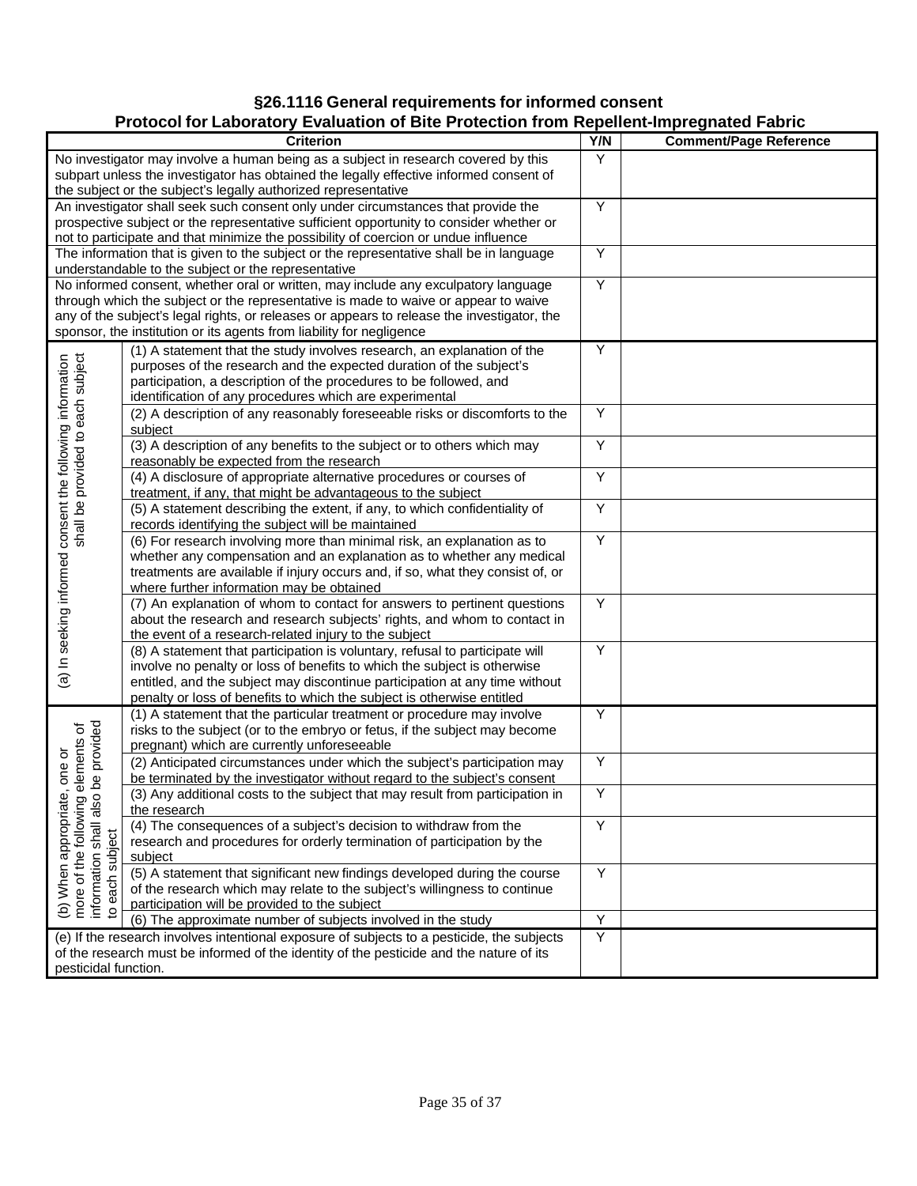## §26.1116 General requirements for informed consent

## Protocol for Laboratory Evaluation of Bite Protection from Repellent-Impregnated Fabric

| Criterion | | Y/N | Comment/Page Reference |
|---|---|---|---|
| No investigator may involve a human being as a subject in research covered by this subpart unless the investigator has obtained the legally effective informed consent of the subject or the subject's legally authorized representative | | Y | |
| An investigator shall seek such consent only under circumstances that provide the prospective subject or the representative sufficient opportunity to consider whether or not to participate and that minimize the possibility of coercion or undue influence | | Y | |
| The information that is given to the subject or the representative shall be in language understandable to the subject or the representative | | Y | |
| No informed consent, whether oral or written, may include any exculpatory language through which the subject or the representative is made to waive or appear to waive any of the subject's legal rights, or releases or appears to release the investigator, the sponsor, the institution or its agents from liability for negligence | | Y | |
| (a) In seeking informed consent the following information shall be provided to each subject | (1) A statement that the study involves research, an explanation of the purposes of the research and the expected duration of the subject's participation, a description of the procedures to be followed, and identification of any procedures which are experimental | Y | |
| | (2) A description of any reasonably foreseeable risks or discomforts to the subject | Y | |
| | (3) A description of any benefits to the subject or to others which may reasonably be expected from the research | Y | |
| | (4) A disclosure of appropriate alternative procedures or courses of treatment, if any, that might be advantageous to the subject | Y | |
| | (5) A statement describing the extent, if any, to which confidentiality of records identifying the subject will be maintained | Y | |
| | (6) For research involving more than minimal risk, an explanation as to whether any compensation and an explanation as to whether any medical treatments are available if injury occurs and, if so, what they consist of, or where further information may be obtained | Y | |
| | (7) An explanation of whom to contact for answers to pertinent questions about the research and research subjects' rights, and whom to contact in the event of a research-related injury to the subject | Y | |
| | (8) A statement that participation is voluntary, refusal to participate will involve no penalty or loss of benefits to which the subject is otherwise entitled, and the subject may discontinue participation at any time without penalty or loss of benefits to which the subject is otherwise entitled | Y | |
| (b) When appropriate, one or more of the following elements of information shall also be provided to each subject | (1) A statement that the particular treatment or procedure may involve risks to the subject (or to the embryo or fetus, if the subject may become pregnant) which are currently unforeseeable | Y | |
| | (2) Anticipated circumstances under which the subject's participation may be terminated by the investigator without regard to the subject's consent | Y | |
| | (3) Any additional costs to the subject that may result from participation in the research | Y | |
| | (4) The consequences of a subject's decision to withdraw from the research and procedures for orderly termination of participation by the subject | Y | |
| | (5) A statement that significant new findings developed during the course of the research which may relate to the subject's willingness to continue participation will be provided to the subject | Y | |
| | (6) The approximate number of subjects involved in the study | Y | |
| (e) If the research involves intentional exposure of subjects to a pesticide, the subjects of the research must be informed of the identity of the pesticide and the nature of its pesticidal function. | | Y | |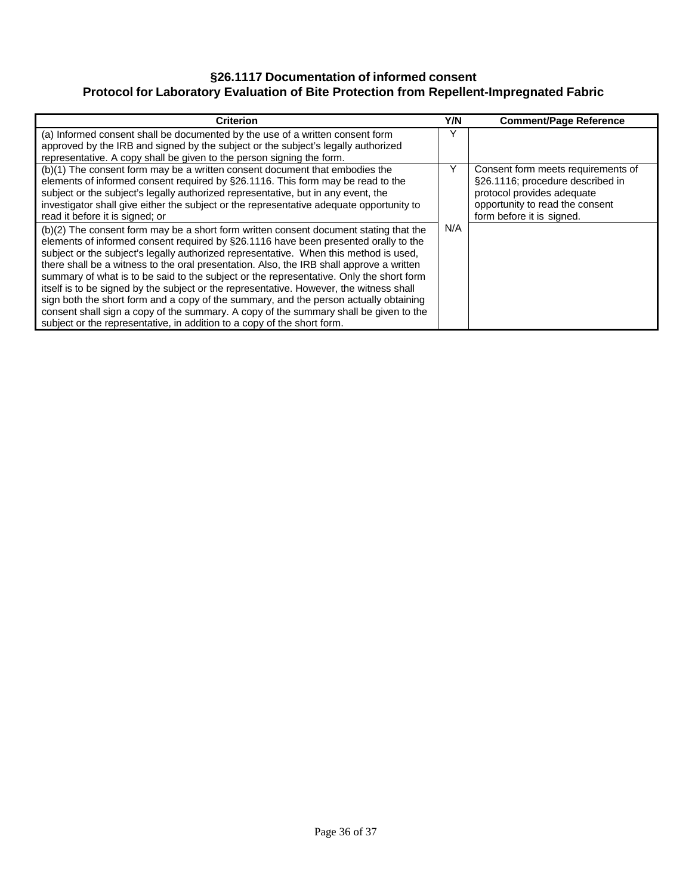### §26.1117 Documentation of informed consent
### Protocol for Laboratory Evaluation of Bite Protection from Repellent-Impregnated Fabric

| Criterion | Y/N | Comment/Page Reference |
|---|---|---|
| (a) Informed consent shall be documented by the use of a written consent form approved by the IRB and signed by the subject or the subject's legally authorized representative. A copy shall be given to the person signing the form. | Y | |
| (b)(1) The consent form may be a written consent document that embodies the elements of informed consent required by §26.1116. This form may be read to the subject or the subject's legally authorized representative, but in any event, the investigator shall give either the subject or the representative adequate opportunity to read it before it is signed; or | Y | Consent form meets requirements of §26.1116; procedure described in protocol provides adequate opportunity to read the consent form before it is signed. |
| (b)(2) The consent form may be a short form written consent document stating that the elements of informed consent required by §26.1116 have been presented orally to the subject or the subject's legally authorized representative. When this method is used, there shall be a witness to the oral presentation. Also, the IRB shall approve a written summary of what is to be said to the subject or the representative. Only the short form itself is to be signed by the subject or the representative. However, the witness shall sign both the short form and a copy of the summary, and the person actually obtaining consent shall sign a copy of the summary. A copy of the summary shall be given to the subject or the representative, in addition to a copy of the short form. | N/A | |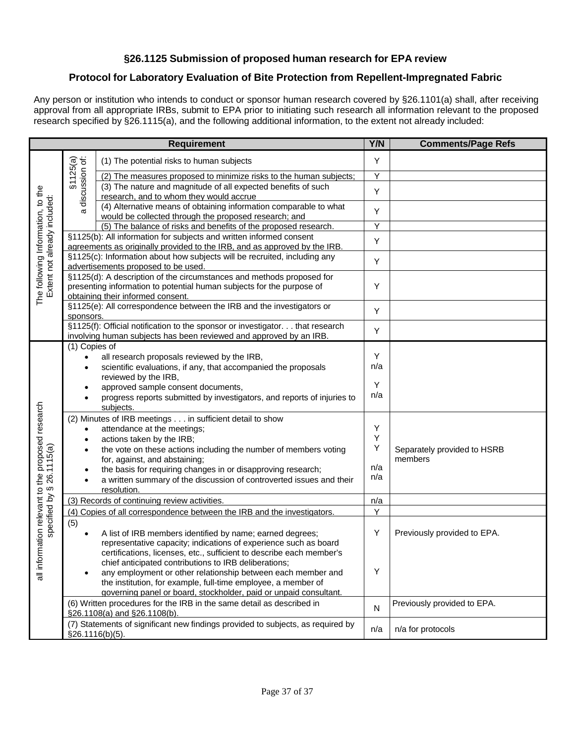## §26.1125 Submission of proposed human research for EPA review

## Protocol for Laboratory Evaluation of Bite Protection from Repellent-Impregnated Fabric

Any person or institution who intends to conduct or sponsor human research covered by §26.1101(a) shall, after receiving approval from all appropriate IRBs, submit to EPA prior to initiating such research all information relevant to the proposed research specified by §26.1115(a), and the following additional information, to the extent not already included:

| Requirement | | | Y/N | Comments/Page Refs |
|---|---|---|---|---|
| The following Information, to the Extent not already included: | §1125(a) a discussion of: | (1) The potential risks to human subjects | Y | |
| | | (2) The measures proposed to minimize risks to the human subjects; | Y | |
| | | (3) The nature and magnitude of all expected benefits of such research, and to whom they would accrue | Y | |
| | | (4) Alternative means of obtaining information comparable to what would be collected through the proposed research; and | Y | |
| | | (5) The balance of risks and benefits of the proposed research. | Y | |
| | §1125(b): All information for subjects and written informed consent agreements as originally provided to the IRB, and as approved by the IRB. | | Y | |
| | §1125(c): Information about how subjects will be recruited, including any advertisements proposed to be used. | | Y | |
| | §1125(d): A description of the circumstances and methods proposed for presenting information to potential human subjects for the purpose of obtaining their informed consent. | | Y | |
| | §1125(e): All correspondence between the IRB and the investigators or sponsors. | | Y | |
| | §1125(f): Official notification to the sponsor or investigator. . . that research involving human subjects has been reviewed and approved by an IRB. | | Y | |
| all information relevant to the proposed research specified by § 26.1115(a) | (1) Copies of<br>• all research proposals reviewed by the IRB,<br>• scientific evaluations, if any, that accompanied the proposals reviewed by the IRB,<br>• approved sample consent documents,<br>• progress reports submitted by investigators, and reports of injuries to subjects. | | Y<br>n/a<br>Y<br>n/a | |
| | (2) Minutes of IRB meetings . . . in sufficient detail to show<br>• attendance at the meetings;<br>• actions taken by the IRB;<br>• the vote on these actions including the number of members voting for, against, and abstaining;<br>• the basis for requiring changes in or disapproving research;<br>• a written summary of the discussion of controverted issues and their resolution. | | Y<br>Y<br>Y<br>n/a<br>n/a | Separately provided to HSRB members |
| | (3) Records of continuing review activities. | | n/a | |
| | (4) Copies of all correspondence between the IRB and the investigators. | | Y | |
| | (5)<br>• A list of IRB members identified by name; earned degrees; representative capacity; indications of experience such as board certifications, licenses, etc., sufficient to describe each member's chief anticipated contributions to IRB deliberations;<br>• any employment or other relationship between each member and the institution, for example, full-time employee, a member of governing panel or board, stockholder, paid or unpaid consultant. | | Y<br>Y | Previously provided to EPA. |
| | (6) Written procedures for the IRB in the same detail as described in §26.1108(a) and §26.1108(b). | | N | Previously provided to EPA. |
| | (7) Statements of significant new findings provided to subjects, as required by §26.1116(b)(5). | | n/a | n/a for protocols |